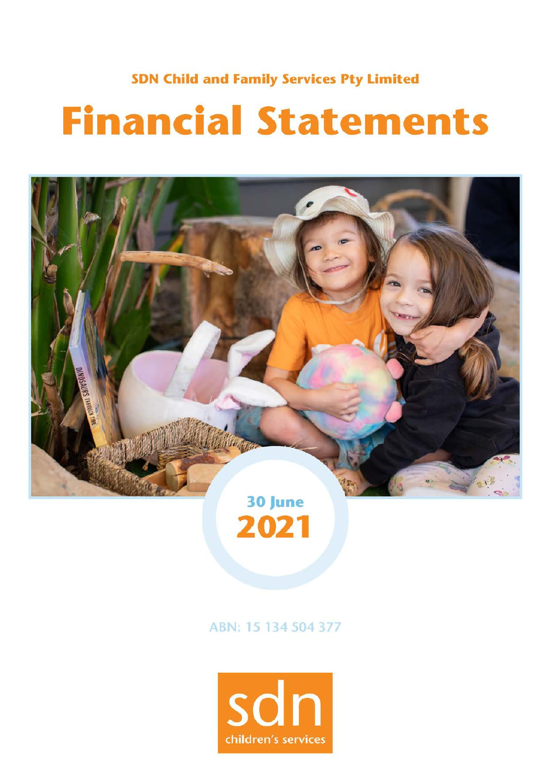**SDN Child and Family Services Pty Limited**

# Financial Statements

**30 June**

**2021**

ABN: 15 134 504 377

sdn

children's services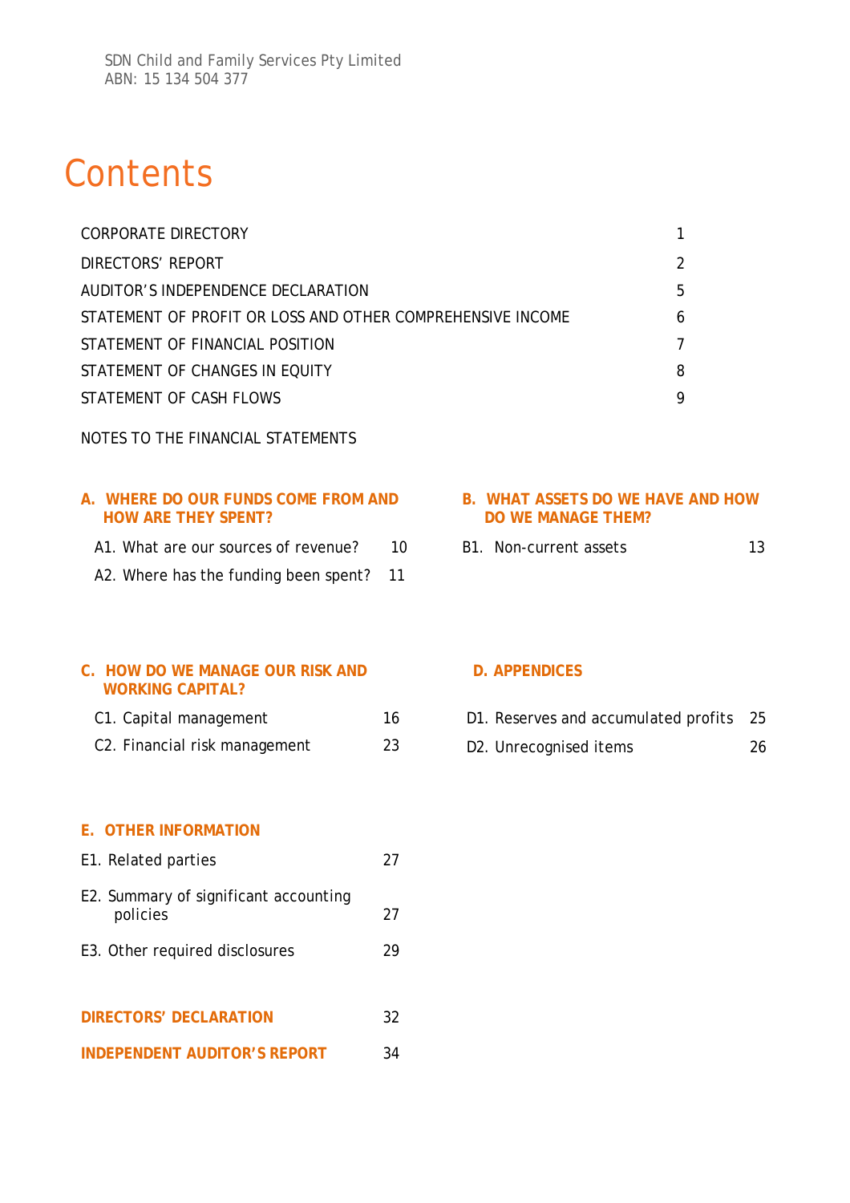SDN Child and Family Services Pty Limited
ABN: 15 134 504 377

# Contents

| | |
|---|---|
| CORPORATE DIRECTORY | 1 |
| DIRECTORS' REPORT | 2 |
| AUDITOR'S INDEPENDENCE DECLARATION | 5 |
| STATEMENT OF PROFIT OR LOSS AND OTHER COMPREHENSIVE INCOME | 6 |
| STATEMENT OF FINANCIAL POSITION | 7 |
| STATEMENT OF CHANGES IN EQUITY | 8 |
| STATEMENT OF CASH FLOWS | 9 |

NOTES TO THE FINANCIAL STATEMENTS

**A. WHERE DO OUR FUNDS COME FROM AND HOW ARE THEY SPENT?**

| | |
|---|---|
| A1. What are our sources of revenue? | 10 |
| A2. Where has the funding been spent? | 11 |

**B. WHAT ASSETS DO WE HAVE AND HOW DO WE MANAGE THEM?**

| | |
|---|---|
| B1. Non-current assets | 13 |

**C. HOW DO WE MANAGE OUR RISK AND WORKING CAPITAL?**

| | |
|---|---|
| C1. Capital management | 16 |
| C2. Financial risk management | 23 |

**D. APPENDICES**

| | |
|---|---|
| D1. Reserves and accumulated profits | 25 |
| D2. Unrecognised items | 26 |

**E. OTHER INFORMATION**

| | |
|---|---|
| E1. Related parties | 27 |
| E2. Summary of significant accounting policies | 27 |
| E3. Other required disclosures | 29 |

| | |
|---|---|
| **DIRECTORS' DECLARATION** | 32 |
| **INDEPENDENT AUDITOR'S REPORT** | 34 |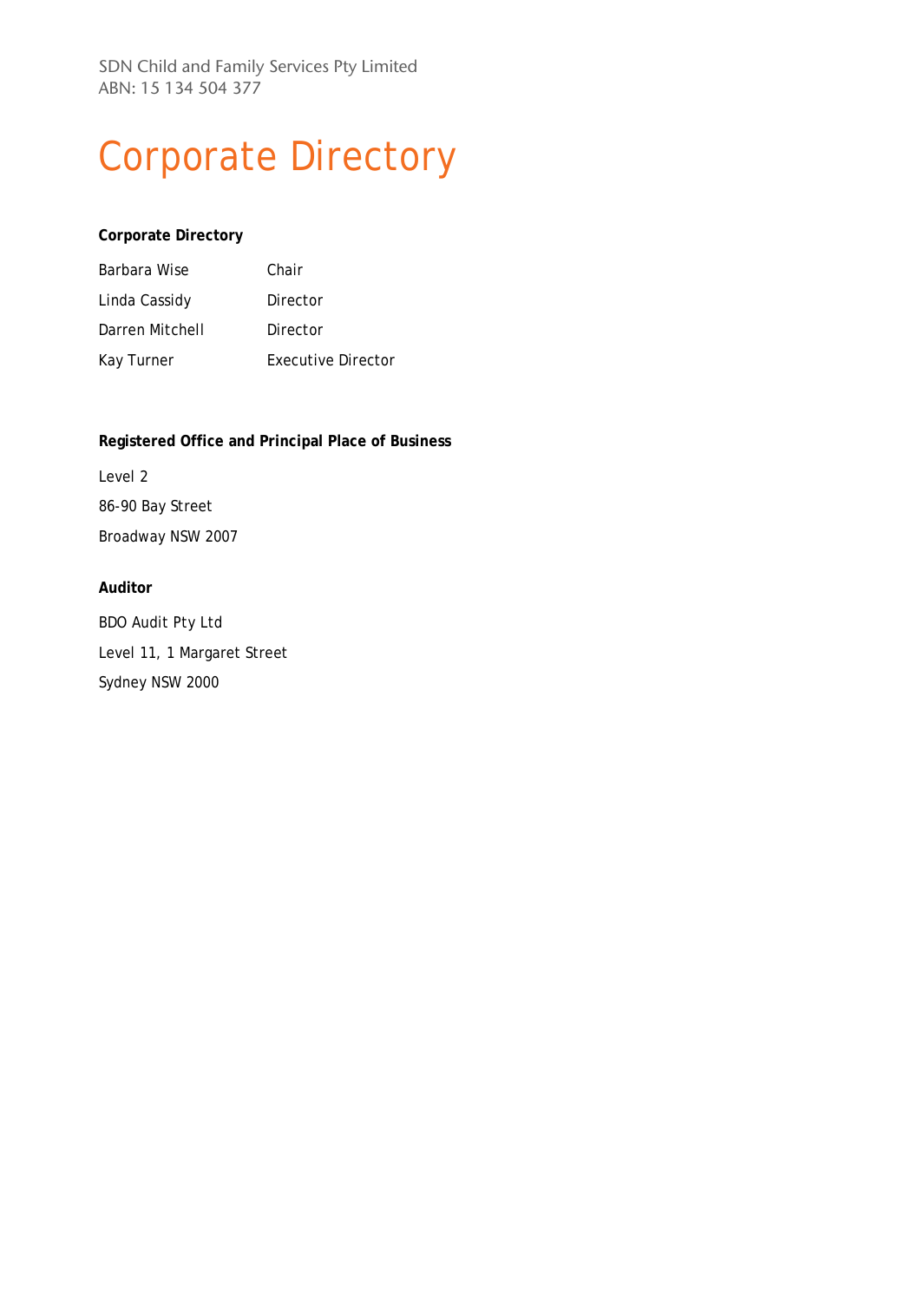SDN Child and Family Services Pty Limited
ABN: 15 134 504 377

# Corporate Directory

**Corporate Directory**

| | |
|---|---|
| Barbara Wise | Chair |
| Linda Cassidy | Director |
| Darren Mitchell | Director |
| Kay Turner | Executive Director |

**Registered Office and Principal Place of Business**

Level 2

86-90 Bay Street

Broadway NSW 2007

**Auditor**

BDO Audit Pty Ltd

Level 11, 1 Margaret Street

Sydney NSW 2000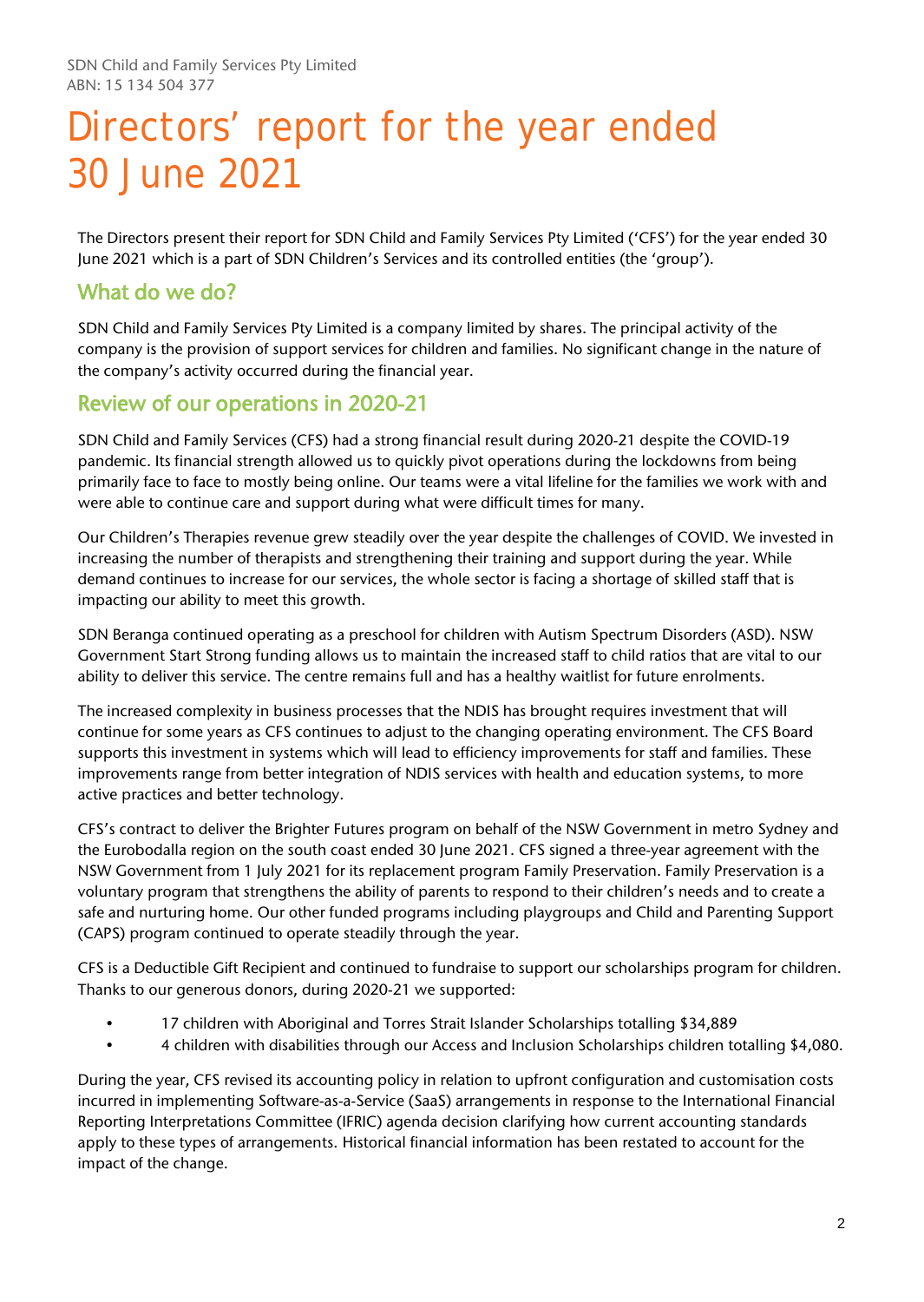SDN Child and Family Services Pty Limited
ABN: 15 134 504 377

# Directors' report for the year ended 30 June 2021

The Directors present their report for SDN Child and Family Services Pty Limited ('CFS') for the year ended 30 June 2021 which is a part of SDN Children's Services and its controlled entities (the 'group').

## What do we do?

SDN Child and Family Services Pty Limited is a company limited by shares. The principal activity of the company is the provision of support services for children and families. No significant change in the nature of the company's activity occurred during the financial year.

## Review of our operations in 2020-21

SDN Child and Family Services (CFS) had a strong financial result during 2020-21 despite the COVID-19 pandemic. Its financial strength allowed us to quickly pivot operations during the lockdowns from being primarily face to face to mostly being online. Our teams were a vital lifeline for the families we work with and were able to continue care and support during what were difficult times for many.

Our Children's Therapies revenue grew steadily over the year despite the challenges of COVID. We invested in increasing the number of therapists and strengthening their training and support during the year. While demand continues to increase for our services, the whole sector is facing a shortage of skilled staff that is impacting our ability to meet this growth.

SDN Beranga continued operating as a preschool for children with Autism Spectrum Disorders (ASD). NSW Government Start Strong funding allows us to maintain the increased staff to child ratios that are vital to our ability to deliver this service. The centre remains full and has a healthy waitlist for future enrolments.

The increased complexity in business processes that the NDIS has brought requires investment that will continue for some years as CFS continues to adjust to the changing operating environment. The CFS Board supports this investment in systems which will lead to efficiency improvements for staff and families. These improvements range from better integration of NDIS services with health and education systems, to more active practices and better technology.

CFS's contract to deliver the Brighter Futures program on behalf of the NSW Government in metro Sydney and the Eurobodalla region on the south coast ended 30 June 2021. CFS signed a three-year agreement with the NSW Government from 1 July 2021 for its replacement program Family Preservation. Family Preservation is a voluntary program that strengthens the ability of parents to respond to their children's needs and to create a safe and nurturing home. Our other funded programs including playgroups and Child and Parenting Support (CAPS) program continued to operate steadily through the year.

CFS is a Deductible Gift Recipient and continued to fundraise to support our scholarships program for children. Thanks to our generous donors, during 2020-21 we supported:

- 17 children with Aboriginal and Torres Strait Islander Scholarships totalling $34,889
- 4 children with disabilities through our Access and Inclusion Scholarships children totalling $4,080.

During the year, CFS revised its accounting policy in relation to upfront configuration and customisation costs incurred in implementing Software-as-a-Service (SaaS) arrangements in response to the International Financial Reporting Interpretations Committee (IFRIC) agenda decision clarifying how current accounting standards apply to these types of arrangements. Historical financial information has been restated to account for the impact of the change.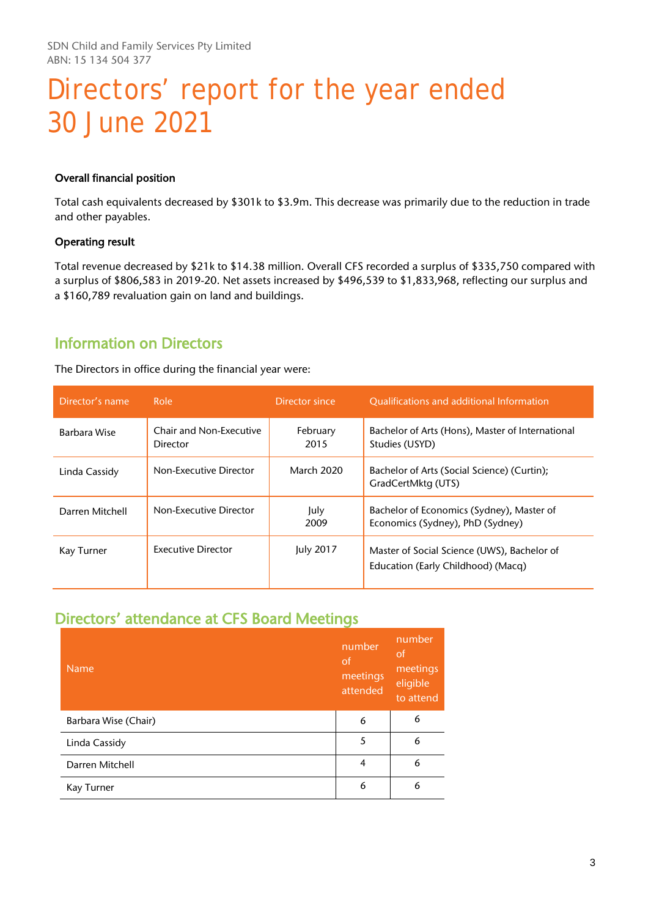SDN Child and Family Services Pty Limited
ABN: 15 134 504 377

# Directors' report for the year ended 30 June 2021

**Overall financial position**

Total cash equivalents decreased by $301k to $3.9m. This decrease was primarily due to the reduction in trade and other payables.

**Operating result**

Total revenue decreased by $21k to $14.38 million. Overall CFS recorded a surplus of $335,750 compared with a surplus of $806,583 in 2019-20. Net assets increased by $496,539 to $1,833,968, reflecting our surplus and a $160,789 revaluation gain on land and buildings.

## Information on Directors

The Directors in office during the financial year were:

| Director's name | Role | Director since | Qualifications and additional Information |
|---|---|---|---|
| Barbara Wise | Chair and Non-Executive Director | February 2015 | Bachelor of Arts (Hons), Master of International Studies (USYD) |
| Linda Cassidy | Non-Executive Director | March 2020 | Bachelor of Arts (Social Science) (Curtin); GradCertMktg (UTS) |
| Darren Mitchell | Non-Executive Director | July 2009 | Bachelor of Economics (Sydney), Master of Economics (Sydney), PhD (Sydney) |
| Kay Turner | Executive Director | July 2017 | Master of Social Science (UWS), Bachelor of Education (Early Childhood) (Macq) |

## Directors' attendance at CFS Board Meetings

| Name | number of meetings attended | number of meetings eligible to attend |
|---|---|---|
| Barbara Wise (Chair) | 6 | 6 |
| Linda Cassidy | 5 | 6 |
| Darren Mitchell | 4 | 6 |
| Kay Turner | 6 | 6 |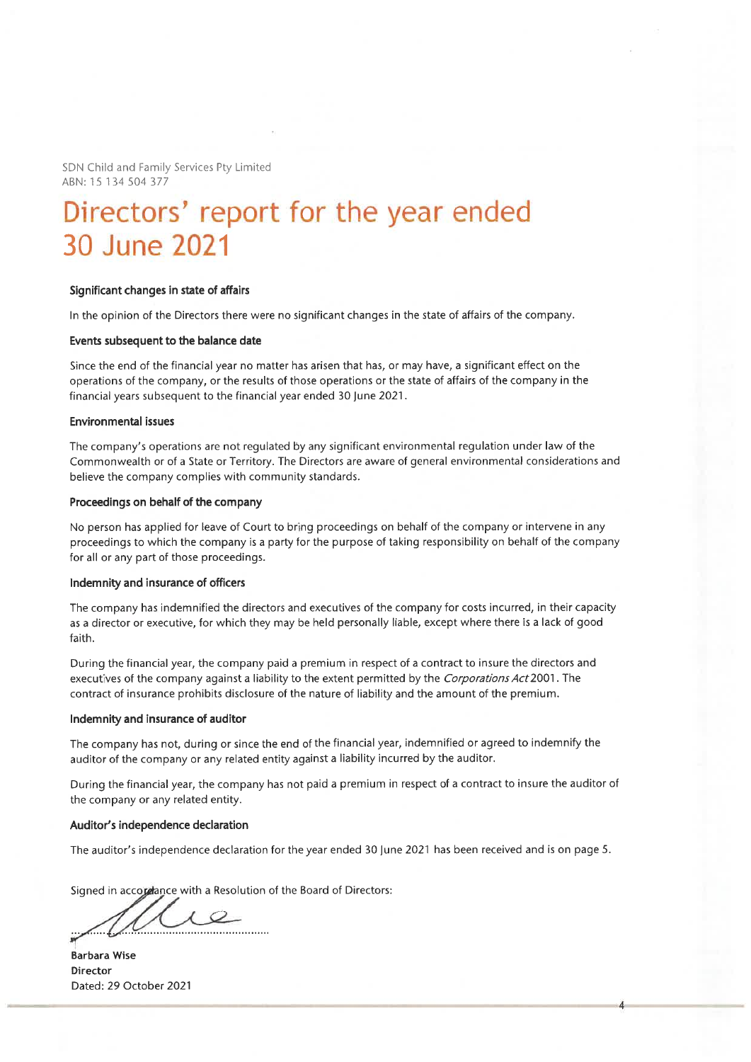SDN Child and Family Services Pty Limited
ABN: 15 134 504 377

# Directors' report for the year ended 30 June 2021

**Significant changes in state of affairs**

In the opinion of the Directors there were no significant changes in the state of affairs of the company.

**Events subsequent to the balance date**

Since the end of the financial year no matter has arisen that has, or may have, a significant effect on the operations of the company, or the results of those operations or the state of affairs of the company in the financial years subsequent to the financial year ended 30 June 2021.

**Environmental issues**

The company's operations are not regulated by any significant environmental regulation under law of the Commonwealth or of a State or Territory. The Directors are aware of general environmental considerations and believe the company complies with community standards.

**Proceedings on behalf of the company**

No person has applied for leave of Court to bring proceedings on behalf of the company or intervene in any proceedings to which the company is a party for the purpose of taking responsibility on behalf of the company for all or any part of those proceedings.

**Indemnity and insurance of officers**

The company has indemnified the directors and executives of the company for costs incurred, in their capacity as a director or executive, for which they may be held personally liable, except where there is a lack of good faith.

During the financial year, the company paid a premium in respect of a contract to insure the directors and executives of the company against a liability to the extent permitted by the *Corporations Act* 2001. The contract of insurance prohibits disclosure of the nature of liability and the amount of the premium.

**Indemnity and insurance of auditor**

The company has not, during or since the end of the financial year, indemnified or agreed to indemnify the auditor of the company or any related entity against a liability incurred by the auditor.

During the financial year, the company has not paid a premium in respect of a contract to insure the auditor of the company or any related entity.

**Auditor's independence declaration**

The auditor's independence declaration for the year ended 30 June 2021 has been received and is on page 5.

Signed in accordance with a Resolution of the Board of Directors:

..............................................................

**Barbara Wise**
**Director**
Dated: 29 October 2021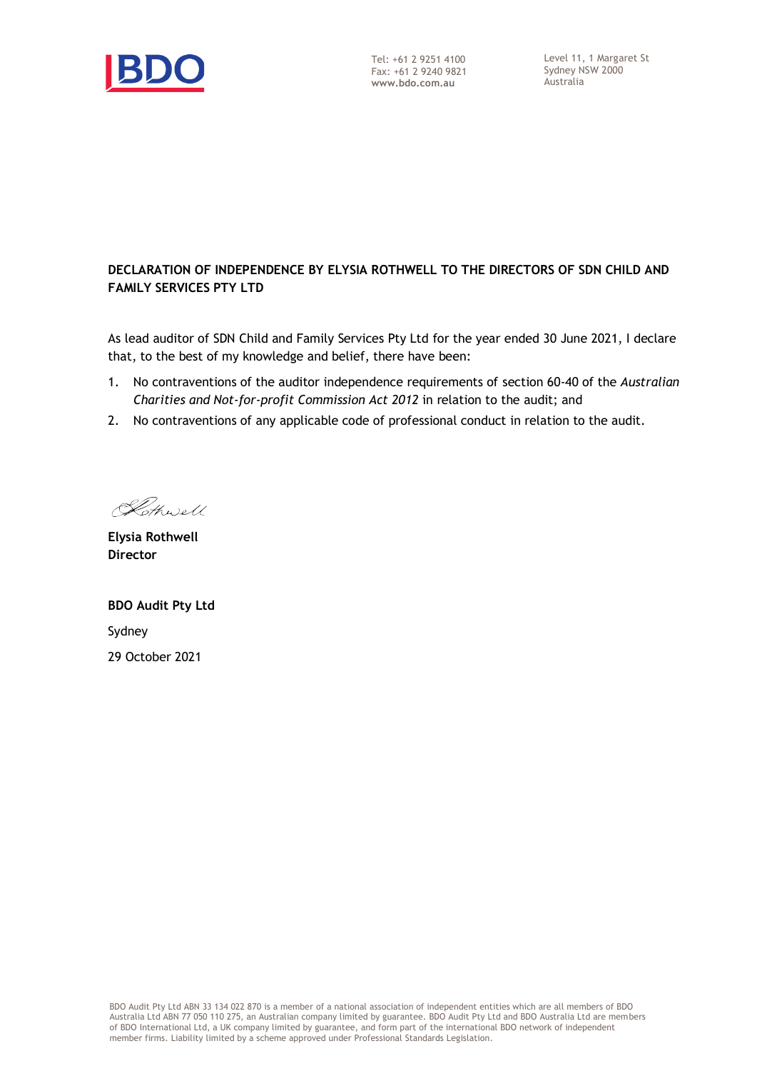Tel: +61 2 9251 4100
Fax: +61 2 9240 9821
**www.bdo.com.au**

Level 11, 1 Margaret St
Sydney NSW 2000
Australia

**DECLARATION OF INDEPENDENCE BY ELYSIA ROTHWELL TO THE DIRECTORS OF SDN CHILD AND FAMILY SERVICES PTY LTD**

As lead auditor of SDN Child and Family Services Pty Ltd for the year ended 30 June 2021, I declare that, to the best of my knowledge and belief, there have been:

1. No contraventions of the auditor independence requirements of section 60-40 of the *Australian Charities and Not-for-profit Commission Act 2012* in relation to the audit; and
2. No contraventions of any applicable code of professional conduct in relation to the audit.

Rothwell

**Elysia Rothwell**
**Director**

**BDO Audit Pty Ltd**

Sydney

29 October 2021

BDO Audit Pty Ltd ABN 33 134 022 870 is a member of a national association of independent entities which are all members of BDO Australia Ltd ABN 77 050 110 275, an Australian company limited by guarantee. BDO Audit Pty Ltd and BDO Australia Ltd are members of BDO International Ltd, a UK company limited by guarantee, and form part of the international BDO network of independent member firms. Liability limited by a scheme approved under Professional Standards Legislation.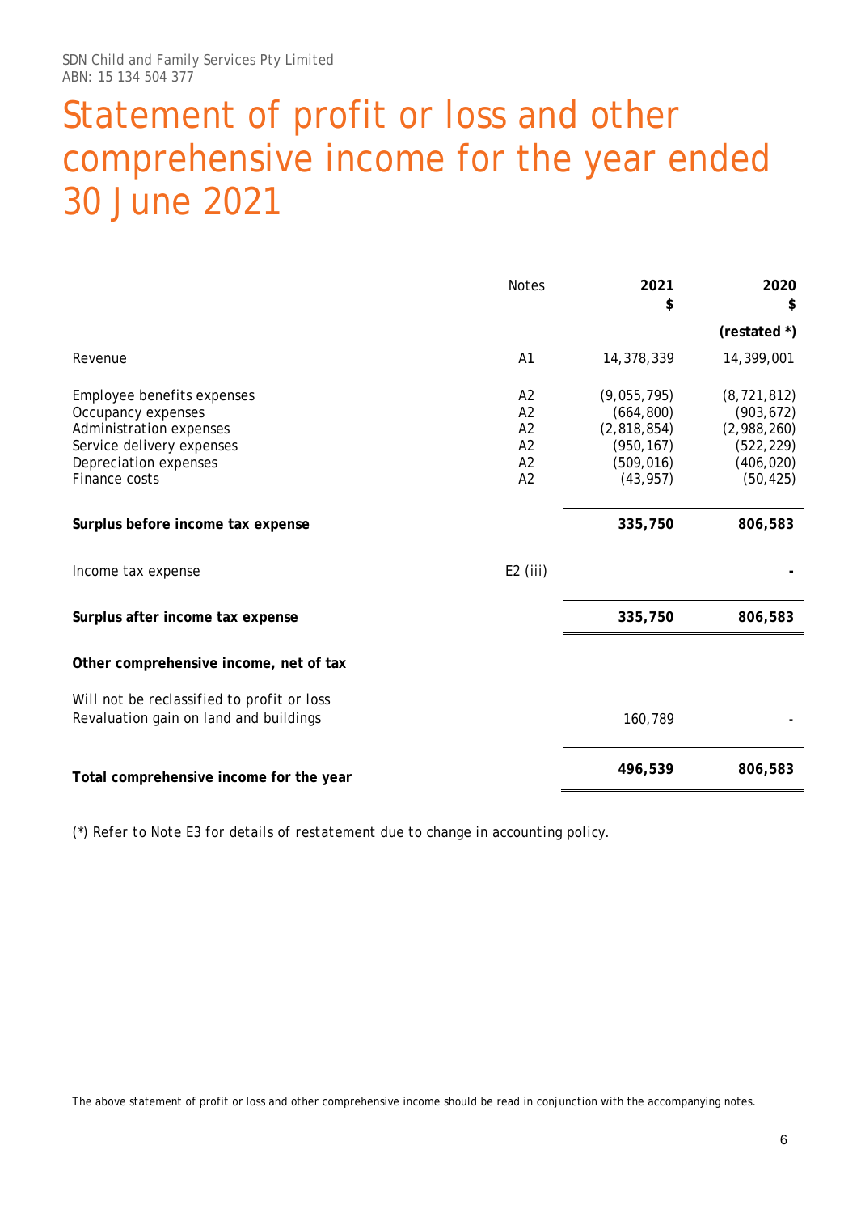SDN Child and Family Services Pty Limited
ABN: 15 134 504 377

# Statement of profit or loss and other comprehensive income for the year ended 30 June 2021

| | Notes | 2021<br>$ | 2020<br>$<br>(restated *) |
|---|---|---|---|
| Revenue | A1 | 14,378,339 | 14,399,001 |
| Employee benefits expenses | A2 | (9,055,795) | (8,721,812) |
| Occupancy expenses | A2 | (664,800) | (903,672) |
| Administration expenses | A2 | (2,818,854) | (2,988,260) |
| Service delivery expenses | A2 | (950,167) | (522,229) |
| Depreciation expenses | A2 | (509,016) | (406,020) |
| Finance costs | A2 | (43,957) | (50,425) |
| **Surplus before income tax expense** | | **335,750** | **806,583** |
| Income tax expense | E2 (iii) | | - |
| **Surplus after income tax expense** | | **335,750** | **806,583** |
| **Other comprehensive income, net of tax** | | | |
| Will not be reclassified to profit or loss | | | |
| Revaluation gain on land and buildings | | 160,789 | - |
| **Total comprehensive income for the year** | | **496,539** | **806,583** |

(*) Refer to Note E3 for details of restatement due to change in accounting policy.

The above statement of profit or loss and other comprehensive income should be read in conjunction with the accompanying notes.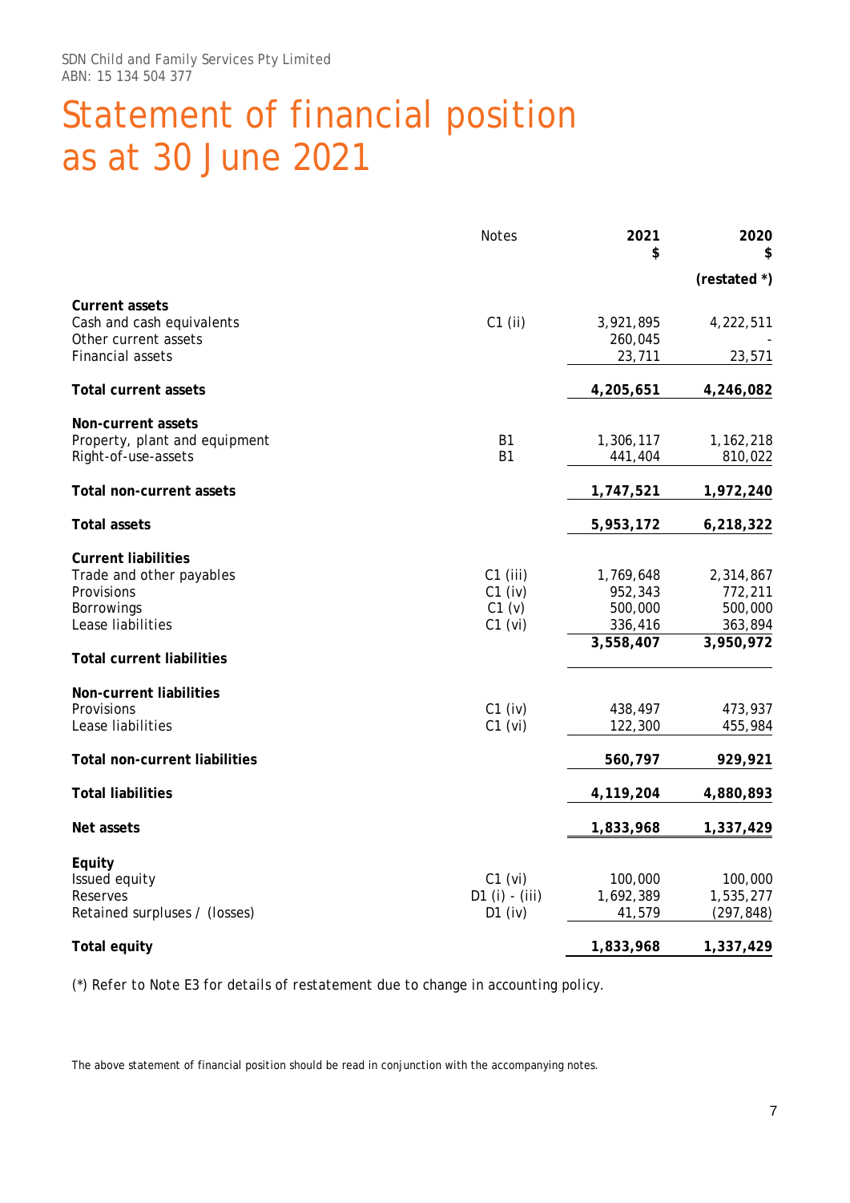SDN Child and Family Services Pty Limited
ABN: 15 134 504 377

# Statement of financial position as at 30 June 2021

| | Notes | 2021 $ | 2020 $ (restated *) |
|---|---|---|---|
| **Current assets** | | | |
| Cash and cash equivalents | C1 (ii) | 3,921,895 | 4,222,511 |
| Other current assets | | 260,045 | - |
| Financial assets | | 23,711 | 23,571 |
| **Total current assets** | | **4,205,651** | **4,246,082** |
| **Non-current assets** | | | |
| Property, plant and equipment | B1 | 1,306,117 | 1,162,218 |
| Right-of-use-assets | B1 | 441,404 | 810,022 |
| **Total non-current assets** | | **1,747,521** | **1,972,240** |
| **Total assets** | | **5,953,172** | **6,218,322** |
| **Current liabilities** | | | |
| Trade and other payables | C1 (iii) | 1,769,648 | 2,314,867 |
| Provisions | C1 (iv) | 952,343 | 772,211 |
| Borrowings | C1 (v) | 500,000 | 500,000 |
| Lease liabilities | C1 (vi) | 336,416 | 363,894 |
| **Total current liabilities** | | **3,558,407** | **3,950,972** |
| **Non-current liabilities** | | | |
| Provisions | C1 (iv) | 438,497 | 473,937 |
| Lease liabilities | C1 (vi) | 122,300 | 455,984 |
| **Total non-current liabilities** | | **560,797** | **929,921** |
| **Total liabilities** | | **4,119,204** | **4,880,893** |
| **Net assets** | | **1,833,968** | **1,337,429** |
| **Equity** | | | |
| Issued equity | C1 (vi) | 100,000 | 100,000 |
| Reserves | D1 (i) - (iii) | 1,692,389 | 1,535,277 |
| Retained surpluses / (losses) | D1 (iv) | 41,579 | (297,848) |
| **Total equity** | | **1,833,968** | **1,337,429** |

(*) Refer to Note E3 for details of restatement due to change in accounting policy.

The above statement of financial position should be read in conjunction with the accompanying notes.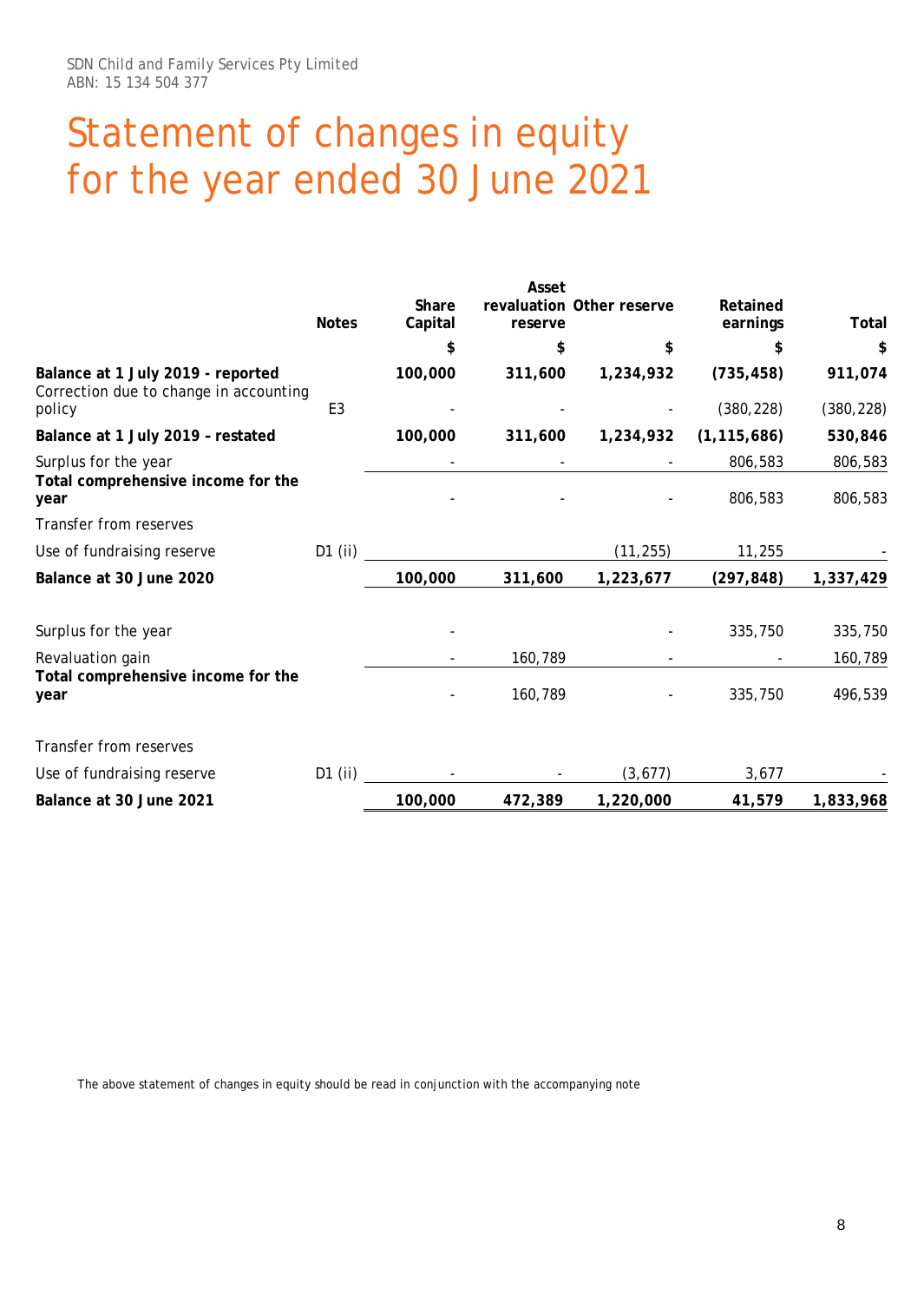SDN Child and Family Services Pty Limited
ABN: 15 134 504 377

# Statement of changes in equity for the year ended 30 June 2021

| | Notes | Share Capital | Asset revaluation reserve | Other reserve | Retained earnings | Total |
|---|---|---|---|---|---|---|
| | | $ | $ | $ | $ | $ |
| **Balance at 1 July 2019 - reported** | | **100,000** | **311,600** | **1,234,932** | **(735,458)** | **911,074** |
| Correction due to change in accounting policy | E3 | - | - | - | (380,228) | (380,228) |
| **Balance at 1 July 2019 – restated** | | **100,000** | **311,600** | **1,234,932** | **(1,115,686)** | **530,846** |
| Surplus for the year | | - | - | - | 806,583 | 806,583 |
| **Total comprehensive income for the year** | | - | - | - | 806,583 | 806,583 |
| Transfer from reserves | | | | | | |
| Use of fundraising reserve | D1 (ii) | | | (11,255) | 11,255 | - |
| **Balance at 30 June 2020** | | **100,000** | **311,600** | **1,223,677** | **(297,848)** | **1,337,429** |
| Surplus for the year | | - | | - | 335,750 | 335,750 |
| Revaluation gain | | - | 160,789 | - | - | 160,789 |
| **Total comprehensive income for the year** | | - | 160,789 | - | 335,750 | 496,539 |
| Transfer from reserves | | | | | | |
| Use of fundraising reserve | D1 (ii) | - | - | (3,677) | 3,677 | - |
| **Balance at 30 June 2021** | | **100,000** | **472,389** | **1,220,000** | **41,579** | **1,833,968** |

The above statement of changes in equity should be read in conjunction with the accompanying note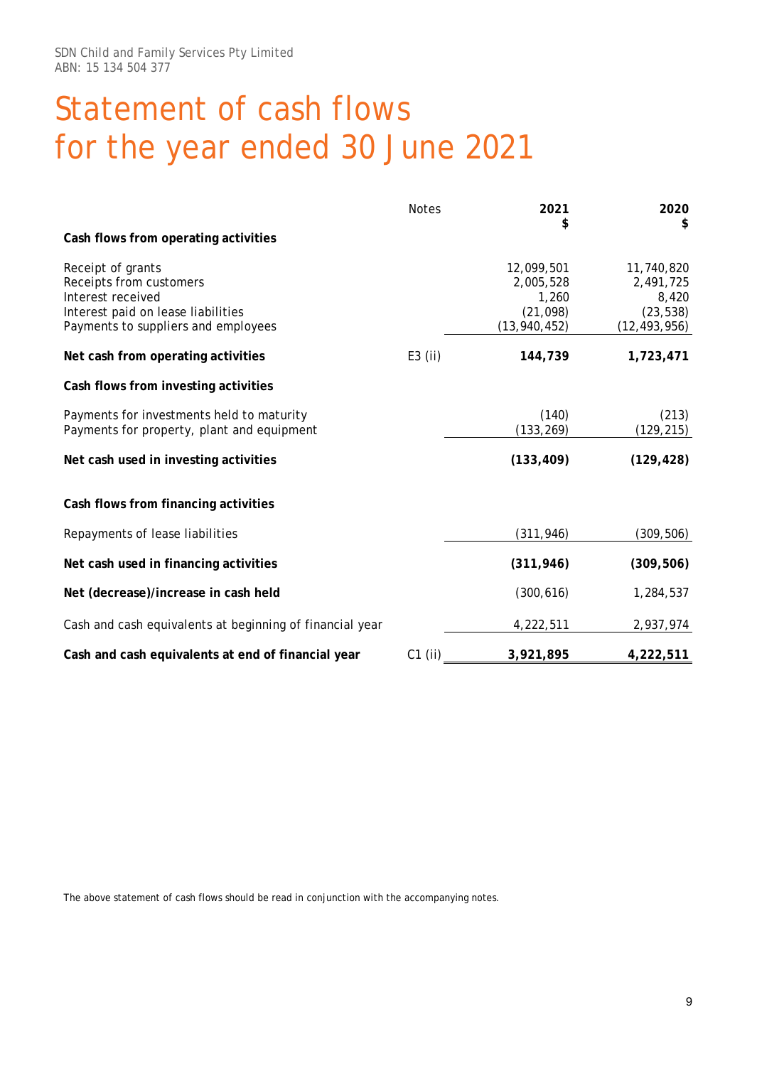SDN Child and Family Services Pty Limited
ABN: 15 134 504 377

# Statement of cash flows for the year ended 30 June 2021

| | Notes | 2021 $ | 2020 $ |
|---|---|---|---|
| **Cash flows from operating activities** | | | |
| Receipt of grants | | 12,099,501 | 11,740,820 |
| Receipts from customers | | 2,005,528 | 2,491,725 |
| Interest received | | 1,260 | 8,420 |
| Interest paid on lease liabilities | | (21,098) | (23,538) |
| Payments to suppliers and employees | | (13,940,452) | (12,493,956) |
| **Net cash from operating activities** | E3 (ii) | **144,739** | **1,723,471** |
| **Cash flows from investing activities** | | | |
| Payments for investments held to maturity | | (140) | (213) |
| Payments for property, plant and equipment | | (133,269) | (129,215) |
| **Net cash used in investing activities** | | **(133,409)** | **(129,428)** |
| **Cash flows from financing activities** | | | |
| Repayments of lease liabilities | | (311,946) | (309,506) |
| **Net cash used in financing activities** | | **(311,946)** | **(309,506)** |
| **Net (decrease)/increase in cash held** | | (300,616) | 1,284,537 |
| Cash and cash equivalents at beginning of financial year | | 4,222,511 | 2,937,974 |
| **Cash and cash equivalents at end of financial year** | C1 (ii) | **3,921,895** | **4,222,511** |

The above statement of cash flows should be read in conjunction with the accompanying notes.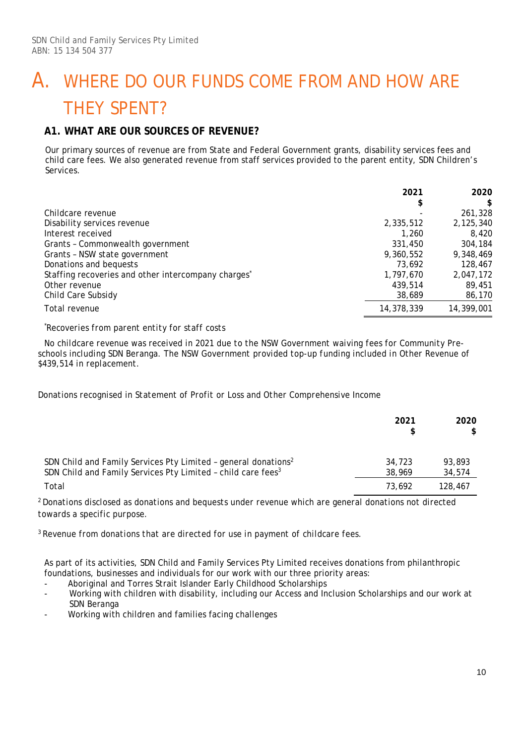SDN Child and Family Services Pty Limited
ABN: 15 134 504 377

# A. WHERE DO OUR FUNDS COME FROM AND HOW ARE THEY SPENT?

## A1. WHAT ARE OUR SOURCES OF REVENUE?

Our primary sources of revenue are from State and Federal Government grants, disability services fees and child care fees. We also generated revenue from staff services provided to the parent entity, SDN Children's Services.

| | 2021 $ | 2020 $ |
|---|---|---|
| Childcare revenue | - | 261,328 |
| Disability services revenue | 2,335,512 | 2,125,340 |
| Interest received | 1,260 | 8,420 |
| Grants – Commonwealth government | 331,450 | 304,184 |
| Grants – NSW state government | 9,360,552 | 9,348,469 |
| Donations and bequests | 73,692 | 128,467 |
| Staffing recoveries and other intercompany charges* | 1,797,670 | 2,047,172 |
| Other revenue | 439,514 | 89,451 |
| Child Care Subsidy | 38,689 | 86,170 |
| Total revenue | 14,378,339 | 14,399,001 |

*Recoveries from parent entity for staff costs

*No childcare revenue was received in 2021 due to the NSW Government waiving fees for Community Pre-schools including SDN Beranga. The NSW Government provided top-up funding included in Other Revenue of $439,514 in replacement.*

*Donations recognised in Statement of Profit or Loss and Other Comprehensive Income*

| | 2021 $ | 2020 $ |
|---|---|---|
| SDN Child and Family Services Pty Limited – general donations[2] | 34,723 | 93,893 |
| SDN Child and Family Services Pty Limited – child care fees[3] | 38,969 | 34,574 |
| Total | 73,692 | 128,467 |

[2] Donations disclosed as donations and bequests under revenue which are general donations not directed towards a specific purpose.

[3] Revenue from donations that are directed for use in payment of childcare fees.

As part of its activities, SDN Child and Family Services Pty Limited receives donations from philanthropic foundations, businesses and individuals for our work with our three priority areas:

- Aboriginal and Torres Strait Islander Early Childhood Scholarships
- Working with children with disability, including our Access and Inclusion Scholarships and our work at SDN Beranga
- Working with children and families facing challenges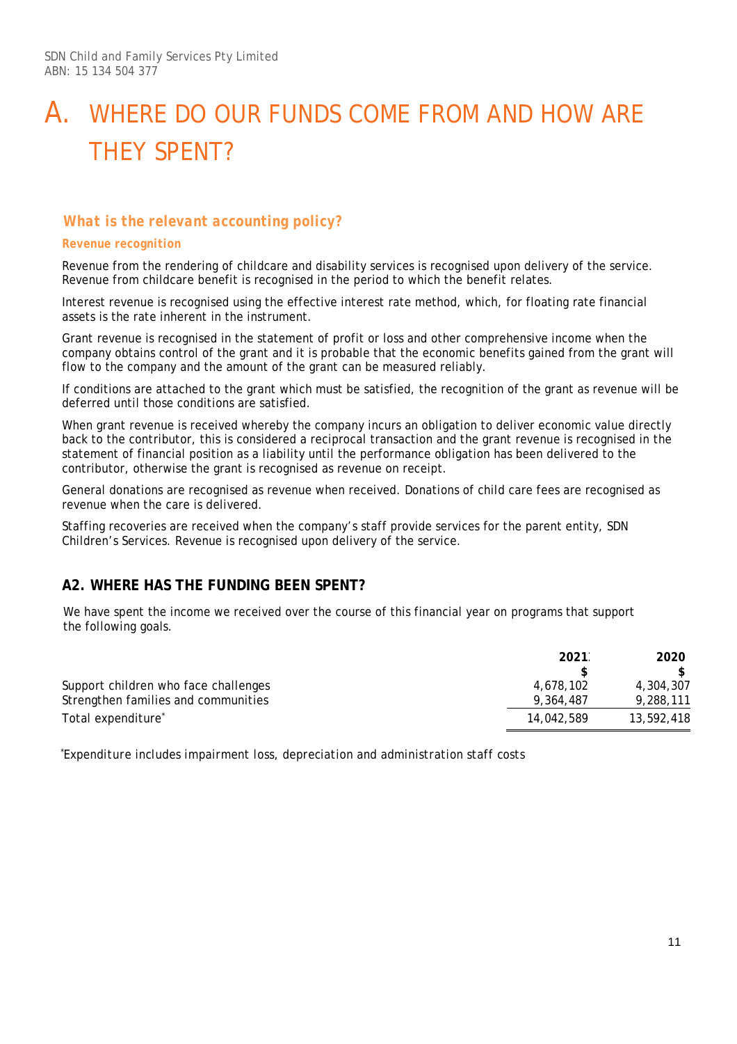# A. WHERE DO OUR FUNDS COME FROM AND HOW ARE THEY SPENT?

### *What is the relevant accounting policy?*

**Revenue recognition**

Revenue from the rendering of childcare and disability services is recognised upon delivery of the service. Revenue from childcare benefit is recognised in the period to which the benefit relates.

Interest revenue is recognised using the effective interest rate method, which, for floating rate financial assets is the rate inherent in the instrument.

Grant revenue is recognised in the statement of profit or loss and other comprehensive income when the company obtains control of the grant and it is probable that the economic benefits gained from the grant will flow to the company and the amount of the grant can be measured reliably.

If conditions are attached to the grant which must be satisfied, the recognition of the grant as revenue will be deferred until those conditions are satisfied.

When grant revenue is received whereby the company incurs an obligation to deliver economic value directly back to the contributor, this is considered a reciprocal transaction and the grant revenue is recognised in the statement of financial position as a liability until the performance obligation has been delivered to the contributor, otherwise the grant is recognised as revenue on receipt.

General donations are recognised as revenue when received. Donations of child care fees are recognised as revenue when the care is delivered.

Staffing recoveries are received when the company's staff provide services for the parent entity, SDN Children's Services. Revenue is recognised upon delivery of the service.

## A2. WHERE HAS THE FUNDING BEEN SPENT?

We have spent the income we received over the course of this financial year on programs that support the following goals.

| | 2021 | 2020 |
|---|---|---|
| | $ | $ |
| Support children who face challenges | 4,678,102 | 4,304,307 |
| Strengthen families and communities | 9,364,487 | 9,288,111 |
| Total expenditure* | 14,042,589 | 13,592,418 |

*Expenditure includes impairment loss, depreciation and administration staff costs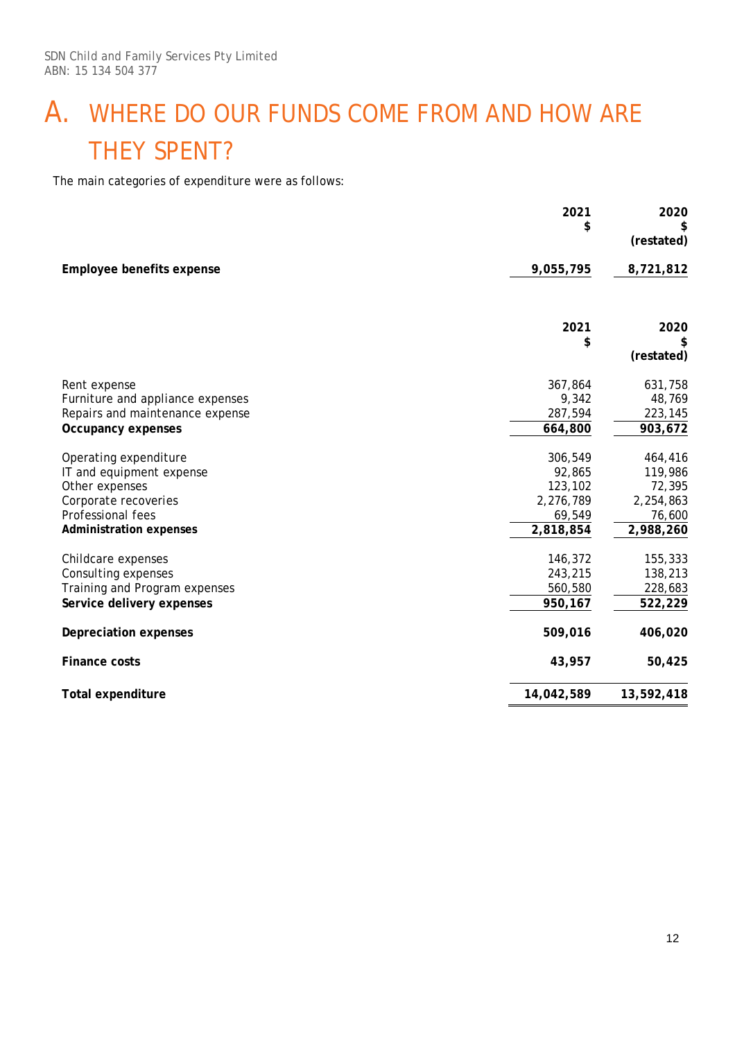SDN Child and Family Services Pty Limited
ABN: 15 134 504 377

# A. WHERE DO OUR FUNDS COME FROM AND HOW ARE THEY SPENT?

The main categories of expenditure were as follows:

| | 2021 $ | 2020 $ (restated) |
|---|---|---|
| **Employee benefits expense** | **9,055,795** | **8,721,812** |

| | 2021 $ | 2020 $ (restated) |
|---|---|---|
| Rent expense | 367,864 | 631,758 |
| Furniture and appliance expenses | 9,342 | 48,769 |
| Repairs and maintenance expense | 287,594 | 223,145 |
| **Occupancy expenses** | **664,800** | **903,672** |
| Operating expenditure | 306,549 | 464,416 |
| IT and equipment expense | 92,865 | 119,986 |
| Other expenses | 123,102 | 72,395 |
| Corporate recoveries | 2,276,789 | 2,254,863 |
| Professional fees | 69,549 | 76,600 |
| **Administration expenses** | **2,818,854** | **2,988,260** |
| Childcare expenses | 146,372 | 155,333 |
| Consulting expenses | 243,215 | 138,213 |
| Training and Program expenses | 560,580 | 228,683 |
| **Service delivery expenses** | **950,167** | **522,229** |
| **Depreciation expenses** | **509,016** | **406,020** |
| **Finance costs** | **43,957** | **50,425** |
| **Total expenditure** | **14,042,589** | **13,592,418** |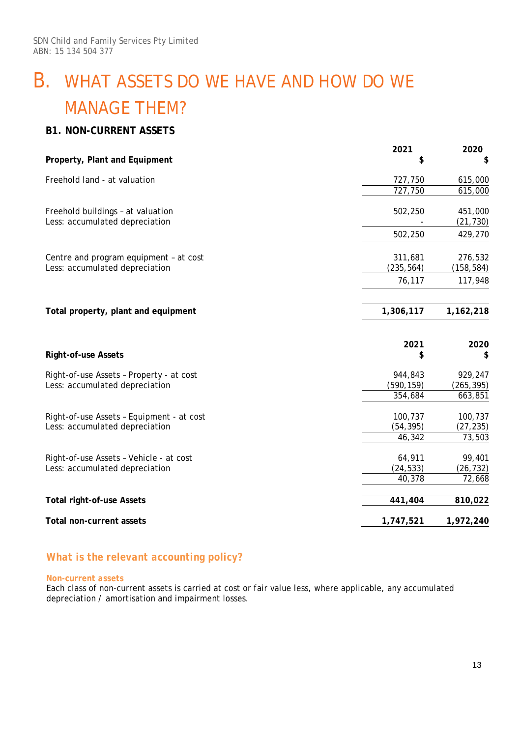SDN Child and Family Services Pty Limited
ABN: 15 134 504 377

# B. WHAT ASSETS DO WE HAVE AND HOW DO WE MANAGE THEM?

## B1. NON-CURRENT ASSETS

| **Property, Plant and Equipment** | **2021 $** | **2020 $** |
|---|---|---|
| Freehold land - at valuation | 727,750 | 615,000 |
| | 727,750 | 615,000 |
| Freehold buildings – at valuation | 502,250 | 451,000 |
| Less: accumulated depreciation | - | (21,730) |
| | 502,250 | 429,270 |
| Centre and program equipment – at cost | 311,681 | 276,532 |
| Less: accumulated depreciation | (235,564) | (158,584) |
| | 76,117 | 117,948 |
| **Total property, plant and equipment** | **1,306,117** | **1,162,218** |

| **Right-of-use Assets** | **2021 $** | **2020 $** |
|---|---|---|
| Right-of-use Assets – Property - at cost | 944,843 | 929,247 |
| Less: accumulated depreciation | (590,159) | (265,395) |
| | 354,684 | 663,851 |
| Right-of-use Assets – Equipment - at cost | 100,737 | 100,737 |
| Less: accumulated depreciation | (54,395) | (27,235) |
| | 46,342 | 73,503 |
| Right-of-use Assets – Vehicle - at cost | 64,911 | 99,401 |
| Less: accumulated depreciation | (24,533) | (26,732) |
| | 40,378 | 72,668 |
| **Total right-of-use Assets** | **441,404** | **810,022** |
| **Total non-current assets** | **1,747,521** | **1,972,240** |

### What is the relevant accounting policy?

**Non-current assets**

Each class of non-current assets is carried at cost or fair value less, where applicable, any accumulated depreciation / amortisation and impairment losses.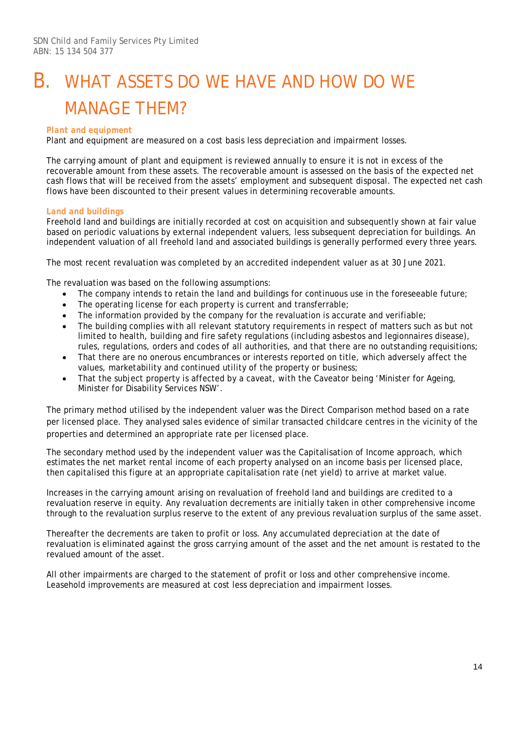# B. WHAT ASSETS DO WE HAVE AND HOW DO WE MANAGE THEM?

### *Plant and equipment*

Plant and equipment are measured on a cost basis less depreciation and impairment losses.

The carrying amount of plant and equipment is reviewed annually to ensure it is not in excess of the recoverable amount from these assets. The recoverable amount is assessed on the basis of the expected net cash flows that will be received from the assets' employment and subsequent disposal. The expected net cash flows have been discounted to their present values in determining recoverable amounts.

### *Land and buildings*

Freehold land and buildings are initially recorded at cost on acquisition and subsequently shown at fair value based on periodic valuations by external independent valuers, less subsequent depreciation for buildings. An independent valuation of all freehold land and associated buildings is generally performed every three years.

The most recent revaluation was completed by an accredited independent valuer as at 30 June 2021.

The revaluation was based on the following assumptions:

- The company intends to retain the land and buildings for continuous use in the foreseeable future;
- The operating license for each property is current and transferrable;
- The information provided by the company for the revaluation is accurate and verifiable;
- The building complies with all relevant statutory requirements in respect of matters such as but not limited to health, building and fire safety regulations (including asbestos and legionnaires disease), rules, regulations, orders and codes of all authorities, and that there are no outstanding requisitions;
- That there are no onerous encumbrances or interests reported on title, which adversely affect the values, marketability and continued utility of the property or business;
- That the subject property is affected by a caveat, with the Caveator being 'Minister for Ageing, Minister for Disability Services NSW'.

The primary method utilised by the independent valuer was the Direct Comparison method based on a rate per licensed place. They analysed sales evidence of similar transacted childcare centres in the vicinity of the properties and determined an appropriate rate per licensed place.

The secondary method used by the independent valuer was the Capitalisation of Income approach, which estimates the net market rental income of each property analysed on an income basis per licensed place, then capitalised this figure at an appropriate capitalisation rate (net yield) to arrive at market value.

Increases in the carrying amount arising on revaluation of freehold land and buildings are credited to a revaluation reserve in equity. Any revaluation decrements are initially taken in other comprehensive income through to the revaluation surplus reserve to the extent of any previous revaluation surplus of the same asset.

Thereafter the decrements are taken to profit or loss. Any accumulated depreciation at the date of revaluation is eliminated against the gross carrying amount of the asset and the net amount is restated to the revalued amount of the asset.

All other impairments are charged to the statement of profit or loss and other comprehensive income. Leasehold improvements are measured at cost less depreciation and impairment losses.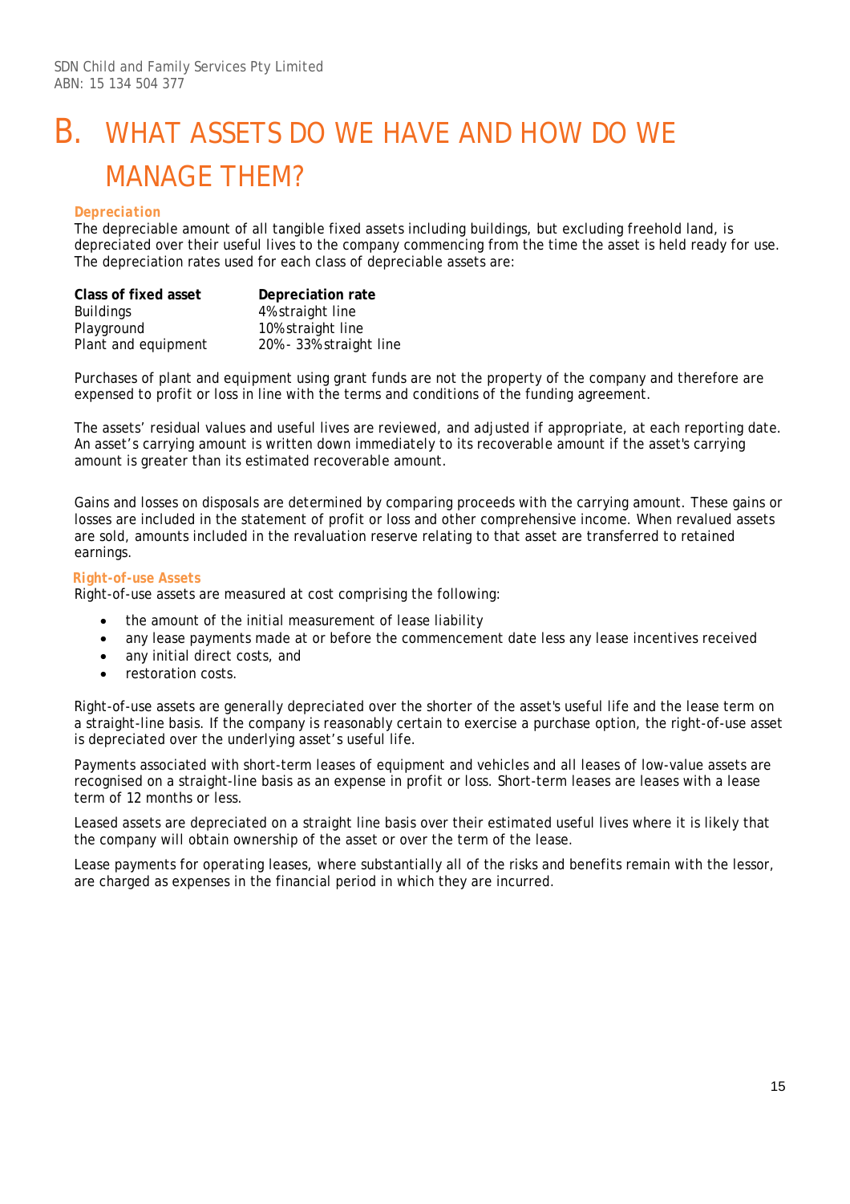# B. WHAT ASSETS DO WE HAVE AND HOW DO WE MANAGE THEM?

### *Depreciation*

The depreciable amount of all tangible fixed assets including buildings, but excluding freehold land, is depreciated over their useful lives to the company commencing from the time the asset is held ready for use. The depreciation rates used for each class of depreciable assets are:

| Class of fixed asset | Depreciation rate |
|---|---|
| Buildings | 4% straight line |
| Playground | 10% straight line |
| Plant and equipment | 20% - 33% straight line |

Purchases of plant and equipment using grant funds are not the property of the company and therefore are expensed to profit or loss in line with the terms and conditions of the funding agreement.

The assets' residual values and useful lives are reviewed, and adjusted if appropriate, at each reporting date. An asset's carrying amount is written down immediately to its recoverable amount if the asset's carrying amount is greater than its estimated recoverable amount.

Gains and losses on disposals are determined by comparing proceeds with the carrying amount. These gains or losses are included in the statement of profit or loss and other comprehensive income. When revalued assets are sold, amounts included in the revaluation reserve relating to that asset are transferred to retained earnings.

### *Right-of-use Assets*

Right-of-use assets are measured at cost comprising the following:

- the amount of the initial measurement of lease liability
- any lease payments made at or before the commencement date less any lease incentives received
- any initial direct costs, and
- restoration costs.

Right-of-use assets are generally depreciated over the shorter of the asset's useful life and the lease term on a straight-line basis. If the company is reasonably certain to exercise a purchase option, the right-of-use asset is depreciated over the underlying asset's useful life.

Payments associated with short-term leases of equipment and vehicles and all leases of low-value assets are recognised on a straight-line basis as an expense in profit or loss. Short-term leases are leases with a lease term of 12 months or less.

Leased assets are depreciated on a straight line basis over their estimated useful lives where it is likely that the company will obtain ownership of the asset or over the term of the lease.

Lease payments for operating leases, where substantially all of the risks and benefits remain with the lessor, are charged as expenses in the financial period in which they are incurred.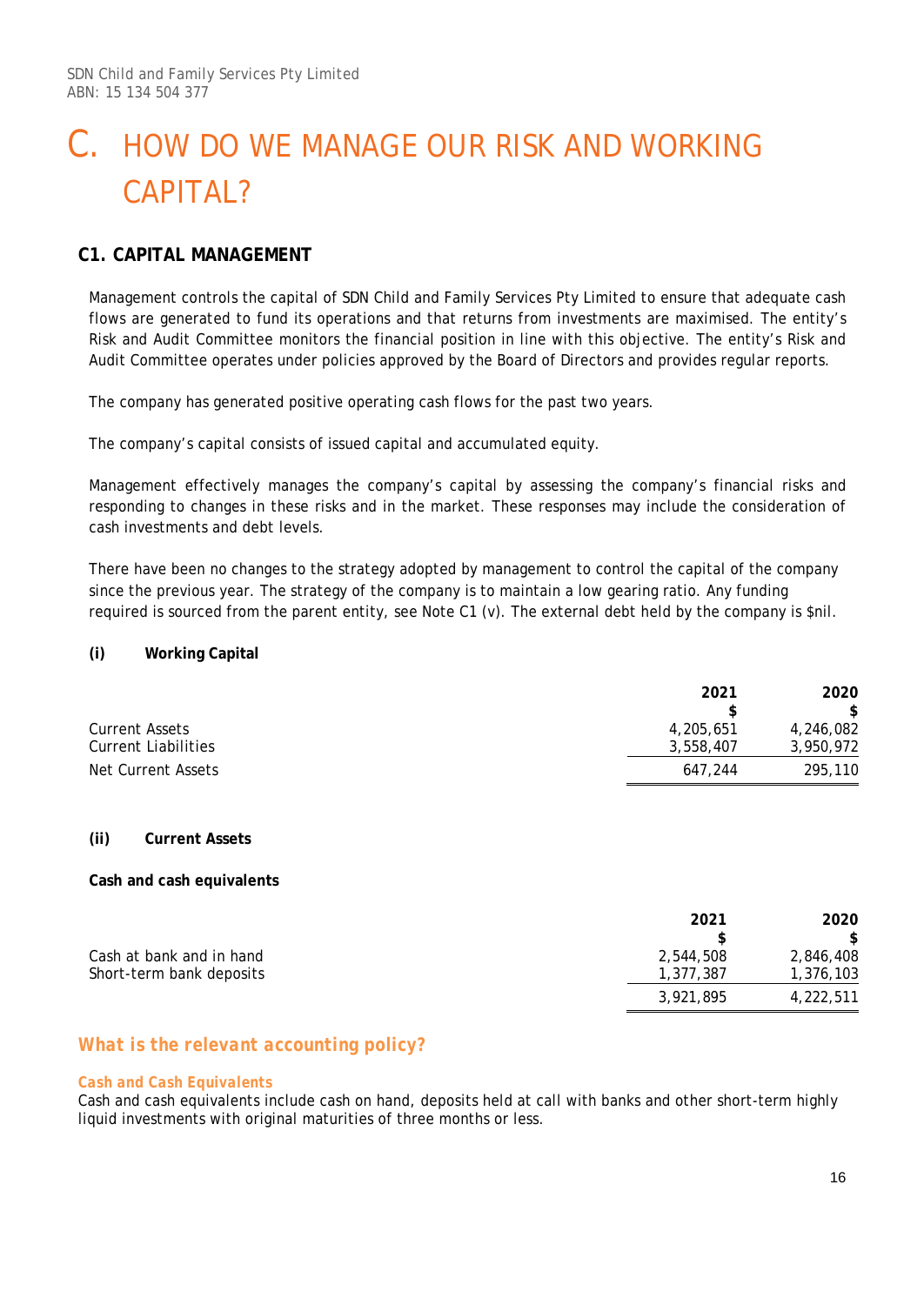# C. HOW DO WE MANAGE OUR RISK AND WORKING CAPITAL?

## C1. CAPITAL MANAGEMENT

Management controls the capital of SDN Child and Family Services Pty Limited to ensure that adequate cash flows are generated to fund its operations and that returns from investments are maximised. The entity's Risk and Audit Committee monitors the financial position in line with this objective. The entity's Risk and Audit Committee operates under policies approved by the Board of Directors and provides regular reports.

The company has generated positive operating cash flows for the past two years.

The company's capital consists of issued capital and accumulated equity.

Management effectively manages the company's capital by assessing the company's financial risks and responding to changes in these risks and in the market. These responses may include the consideration of cash investments and debt levels.

There have been no changes to the strategy adopted by management to control the capital of the company since the previous year. The strategy of the company is to maintain a low gearing ratio. Any funding required is sourced from the parent entity, see Note C1 (v). The external debt held by the company is $nil.

**(i) Working Capital**

| | 2021<br>$ | 2020<br>$ |
|---|---|---|
| Current Assets | 4,205,651 | 4,246,082 |
| Current Liabilities | 3,558,407 | 3,950,972 |
| Net Current Assets | 647,244 | 295,110 |

**(ii) Current Assets**

**Cash and cash equivalents**

| | 2021<br>$ | 2020<br>$ |
|---|---|---|
| Cash at bank and in hand | 2,544,508 | 2,846,408 |
| Short-term bank deposits | 1,377,387 | 1,376,103 |
| | 3,921,895 | 4,222,511 |

### *What is the relevant accounting policy?*

***Cash and Cash Equivalents***

Cash and cash equivalents include cash on hand, deposits held at call with banks and other short-term highly liquid investments with original maturities of three months or less.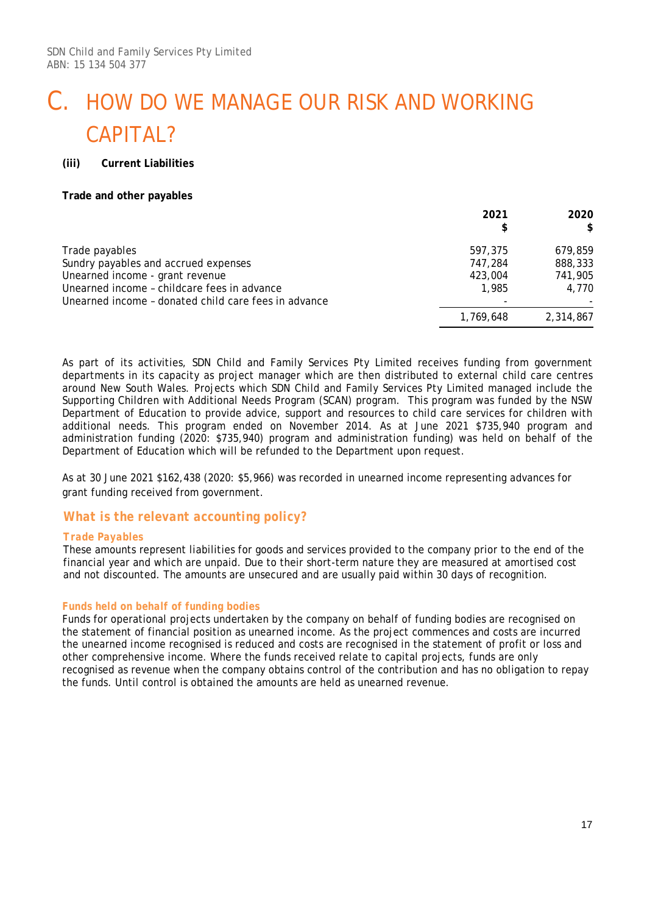# C. HOW DO WE MANAGE OUR RISK AND WORKING CAPITAL?

**(iii) Current Liabilities**

**Trade and other payables**

| | 2021<br>$ | 2020<br>$ |
|---|---|---|
| Trade payables | 597,375 | 679,859 |
| Sundry payables and accrued expenses | 747,284 | 888,333 |
| Unearned income - grant revenue | 423,004 | 741,905 |
| Unearned income – childcare fees in advance | 1,985 | 4,770 |
| Unearned income – donated child care fees in advance | - | - |
| | 1,769,648 | 2,314,867 |

As part of its activities, SDN Child and Family Services Pty Limited receives funding from government departments in its capacity as project manager which are then distributed to external child care centres around New South Wales. Projects which SDN Child and Family Services Pty Limited managed include the Supporting Children with Additional Needs Program (SCAN) program. This program was funded by the NSW Department of Education to provide advice, support and resources to child care services for children with additional needs. This program ended on November 2014. As at June 2021 $735,940 program and administration funding (2020: $735,940) program and administration funding) was held on behalf of the Department of Education which will be refunded to the Department upon request.

As at 30 June 2021 $162,438 (2020: $5,966) was recorded in unearned income representing advances for grant funding received from government.

## What is the relevant accounting policy?

### Trade Payables

These amounts represent liabilities for goods and services provided to the company prior to the end of the financial year and which are unpaid. Due to their short-term nature they are measured at amortised cost and not discounted. The amounts are unsecured and are usually paid within 30 days of recognition.

### Funds held on behalf of funding bodies

Funds for operational projects undertaken by the company on behalf of funding bodies are recognised on the statement of financial position as unearned income. As the project commences and costs are incurred the unearned income recognised is reduced and costs are recognised in the statement of profit or loss and other comprehensive income. Where the funds received relate to capital projects, funds are only recognised as revenue when the company obtains control of the contribution and has no obligation to repay the funds. Until control is obtained the amounts are held as unearned revenue.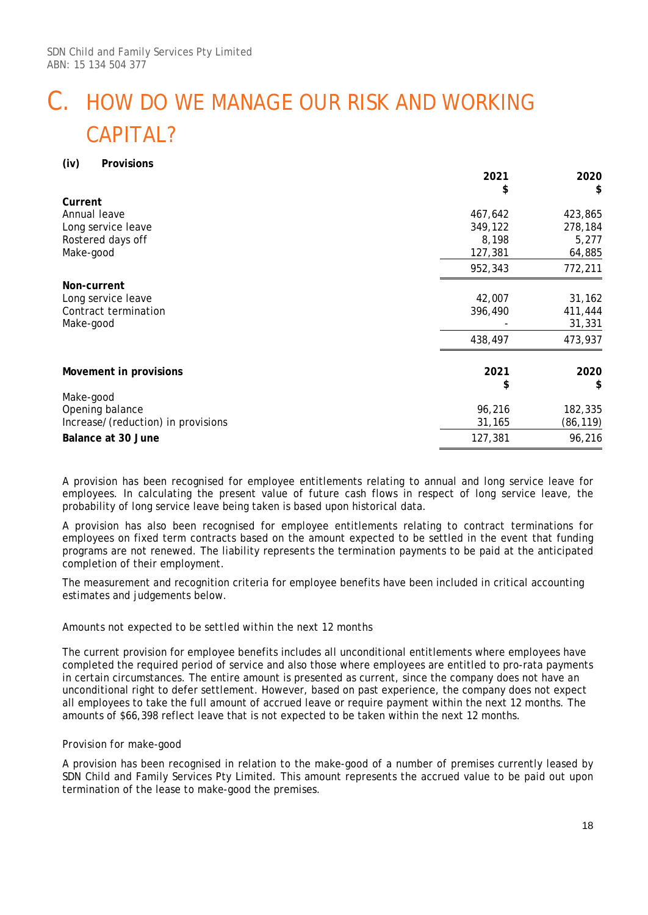SDN Child and Family Services Pty Limited
ABN: 15 134 504 377

# C. HOW DO WE MANAGE OUR RISK AND WORKING CAPITAL?

**(iv) Provisions**

| | 2021 | 2020 |
|---|---|---|
| | $ | $ |
| **Current** | | |
| Annual leave | 467,642 | 423,865 |
| Long service leave | 349,122 | 278,184 |
| Rostered days off | 8,198 | 5,277 |
| Make-good | 127,381 | 64,885 |
| | 952,343 | 772,211 |
| **Non-current** | | |
| Long service leave | 42,007 | 31,162 |
| Contract termination | 396,490 | 411,444 |
| Make-good | - | 31,331 |
| | 438,497 | 473,937 |

| **Movement in provisions** | **2021** | **2020** |
|---|---|---|
| | $ | $ |
| Make-good | | |
| Opening balance | 96,216 | 182,335 |
| Increase/(reduction) in provisions | 31,165 | (86,119) |
| **Balance at 30 June** | 127,381 | 96,216 |

A provision has been recognised for employee entitlements relating to annual and long service leave for employees. In calculating the present value of future cash flows in respect of long service leave, the probability of long service leave being taken is based upon historical data.

A provision has also been recognised for employee entitlements relating to contract terminations for employees on fixed term contracts based on the amount expected to be settled in the event that funding programs are not renewed. The liability represents the termination payments to be paid at the anticipated completion of their employment.

The measurement and recognition criteria for employee benefits have been included in critical accounting estimates and judgements below.

*Amounts not expected to be settled within the next 12 months*

The current provision for employee benefits includes all unconditional entitlements where employees have completed the required period of service and also those where employees are entitled to pro-rata payments in certain circumstances. The entire amount is presented as current, since the company does not have an unconditional right to defer settlement. However, based on past experience, the company does not expect all employees to take the full amount of accrued leave or require payment within the next 12 months. The amounts of $66,398 reflect leave that is not expected to be taken within the next 12 months.

*Provision for make-good*

A provision has been recognised in relation to the make-good of a number of premises currently leased by SDN Child and Family Services Pty Limited. This amount represents the accrued value to be paid out upon termination of the lease to make-good the premises.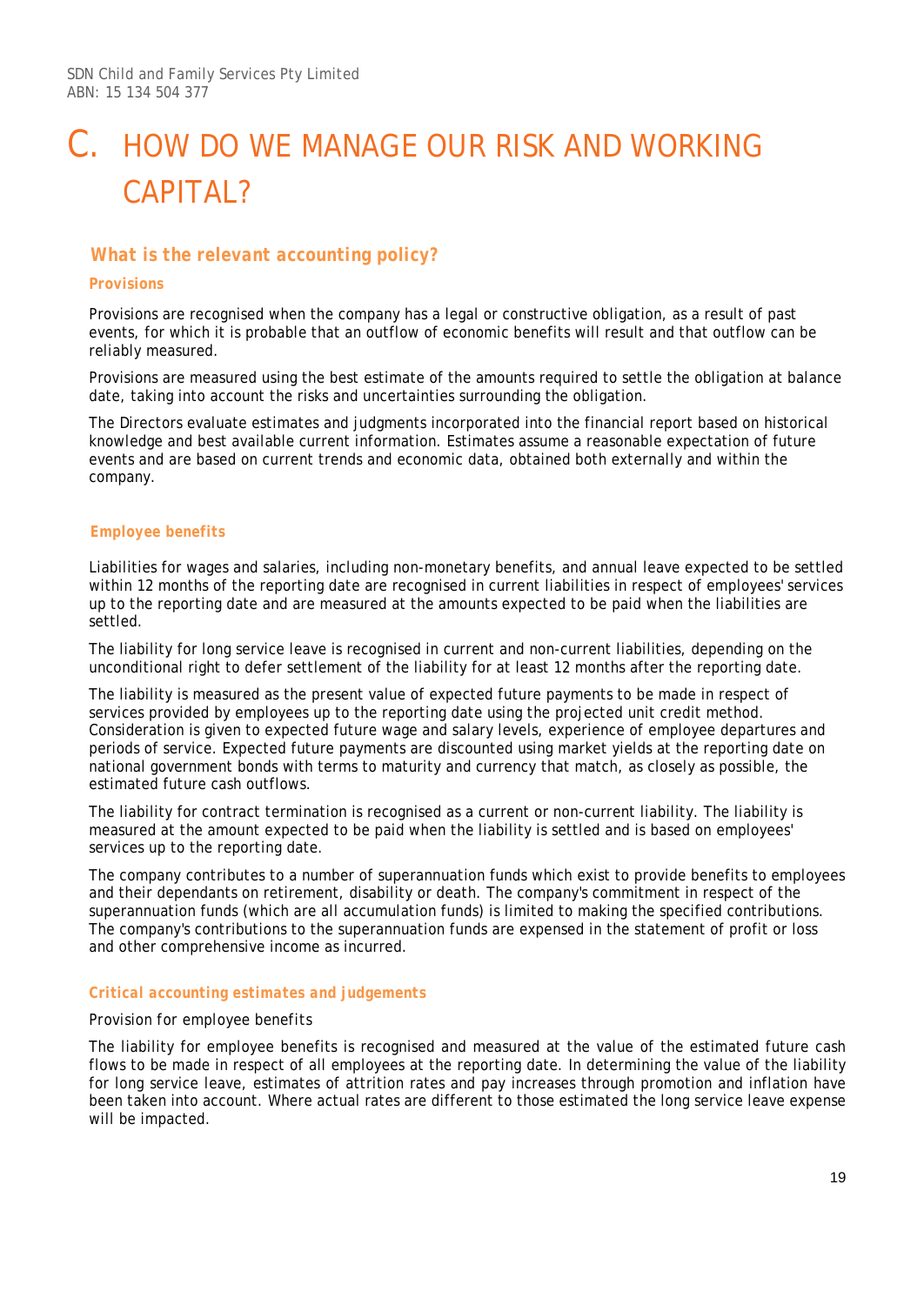# C. HOW DO WE MANAGE OUR RISK AND WORKING CAPITAL?

## What is the relevant accounting policy?

### Provisions

Provisions are recognised when the company has a legal or constructive obligation, as a result of past events, for which it is probable that an outflow of economic benefits will result and that outflow can be reliably measured.

Provisions are measured using the best estimate of the amounts required to settle the obligation at balance date, taking into account the risks and uncertainties surrounding the obligation.

The Directors evaluate estimates and judgments incorporated into the financial report based on historical knowledge and best available current information. Estimates assume a reasonable expectation of future events and are based on current trends and economic data, obtained both externally and within the company.

### Employee benefits

Liabilities for wages and salaries, including non-monetary benefits, and annual leave expected to be settled within 12 months of the reporting date are recognised in current liabilities in respect of employees' services up to the reporting date and are measured at the amounts expected to be paid when the liabilities are settled.

The liability for long service leave is recognised in current and non-current liabilities, depending on the unconditional right to defer settlement of the liability for at least 12 months after the reporting date.

The liability is measured as the present value of expected future payments to be made in respect of services provided by employees up to the reporting date using the projected unit credit method. Consideration is given to expected future wage and salary levels, experience of employee departures and periods of service. Expected future payments are discounted using market yields at the reporting date on national government bonds with terms to maturity and currency that match, as closely as possible, the estimated future cash outflows.

The liability for contract termination is recognised as a current or non-current liability. The liability is measured at the amount expected to be paid when the liability is settled and is based on employees' services up to the reporting date.

The company contributes to a number of superannuation funds which exist to provide benefits to employees and their dependants on retirement, disability or death. The company's commitment in respect of the superannuation funds (which are all accumulation funds) is limited to making the specified contributions. The company's contributions to the superannuation funds are expensed in the statement of profit or loss and other comprehensive income as incurred.

### Critical accounting estimates and judgements

Provision for employee benefits

The liability for employee benefits is recognised and measured at the value of the estimated future cash flows to be made in respect of all employees at the reporting date. In determining the value of the liability for long service leave, estimates of attrition rates and pay increases through promotion and inflation have been taken into account. Where actual rates are different to those estimated the long service leave expense will be impacted.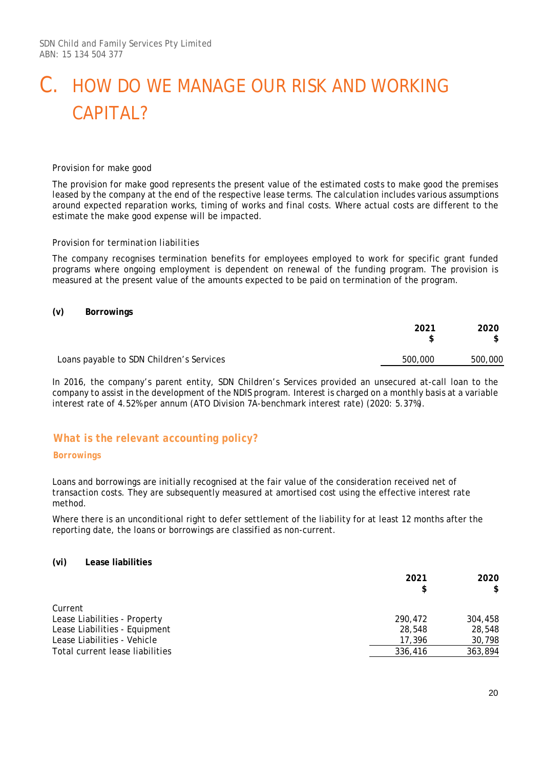# C. HOW DO WE MANAGE OUR RISK AND WORKING CAPITAL?

*Provision for make good*

The provision for make good represents the present value of the estimated costs to make good the premises leased by the company at the end of the respective lease terms. The calculation includes various assumptions around expected reparation works, timing of works and final costs. Where actual costs are different to the estimate the make good expense will be impacted.

*Provision for termination liabilities*

The company recognises termination benefits for employees employed to work for specific grant funded programs where ongoing employment is dependent on renewal of the funding program. The provision is measured at the present value of the amounts expected to be paid on termination of the program.

**(v) Borrowings**

| | 2021<br>$ | 2020<br>$ |
|---|---|---|
| Loans payable to SDN Children's Services | 500,000 | 500,000 |

In 2016, the company's parent entity, SDN Children's Services provided an unsecured at-call loan to the company to assist in the development of the NDIS program. Interest is charged on a monthly basis at a variable interest rate of 4.52% per annum (ATO Division 7A-benchmark interest rate) (2020: 5.37%).

## What is the relevant accounting policy?

### Borrowings

Loans and borrowings are initially recognised at the fair value of the consideration received net of transaction costs. They are subsequently measured at amortised cost using the effective interest rate method.

Where there is an unconditional right to defer settlement of the liability for at least 12 months after the reporting date, the loans or borrowings are classified as non-current.

**(vi) Lease liabilities**

| | 2021<br>$ | 2020<br>$ |
|---|---|---|
| Current | | |
| Lease Liabilities - Property | 290,472 | 304,458 |
| Lease Liabilities - Equipment | 28,548 | 28,548 |
| Lease Liabilities - Vehicle | 17,396 | 30,798 |
| Total current lease liabilities | 336,416 | 363,894 |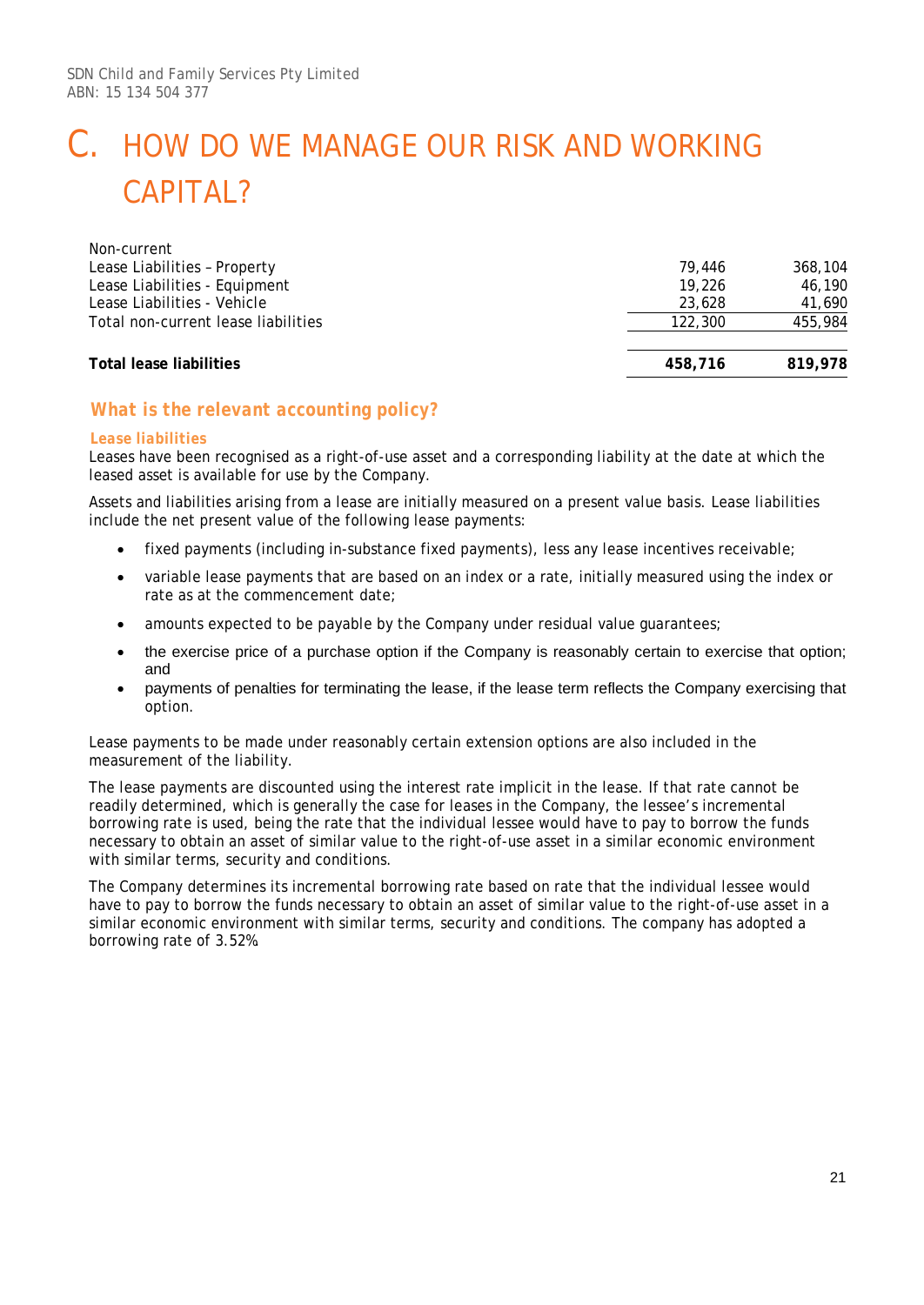# C. HOW DO WE MANAGE OUR RISK AND WORKING CAPITAL?

| | | |
|---|---|---|
| Non-current | | |
| Lease Liabilities – Property | 79,446 | 368,104 |
| Lease Liabilities - Equipment | 19,226 | 46,190 |
| Lease Liabilities - Vehicle | 23,628 | 41,690 |
| Total non-current lease liabilities | 122,300 | 455,984 |
| | | |
| **Total lease liabilities** | **458,716** | **819,978** |

### What is the relevant accounting policy?

#### Lease liabilities

Leases have been recognised as a right-of-use asset and a corresponding liability at the date at which the leased asset is available for use by the Company.

Assets and liabilities arising from a lease are initially measured on a present value basis. Lease liabilities include the net present value of the following lease payments:

- fixed payments (including in-substance fixed payments), less any lease incentives receivable;
- variable lease payments that are based on an index or a rate, initially measured using the index or rate as at the commencement date;
- amounts expected to be payable by the Company under residual value guarantees;
- the exercise price of a purchase option if the Company is reasonably certain to exercise that option; and
- payments of penalties for terminating the lease, if the lease term reflects the Company exercising that option.

Lease payments to be made under reasonably certain extension options are also included in the measurement of the liability.

The lease payments are discounted using the interest rate implicit in the lease. If that rate cannot be readily determined, which is generally the case for leases in the Company, the lessee's incremental borrowing rate is used, being the rate that the individual lessee would have to pay to borrow the funds necessary to obtain an asset of similar value to the right-of-use asset in a similar economic environment with similar terms, security and conditions.

The Company determines its incremental borrowing rate based on rate that the individual lessee would have to pay to borrow the funds necessary to obtain an asset of similar value to the right-of-use asset in a similar economic environment with similar terms, security and conditions. The company has adopted a borrowing rate of 3.52%.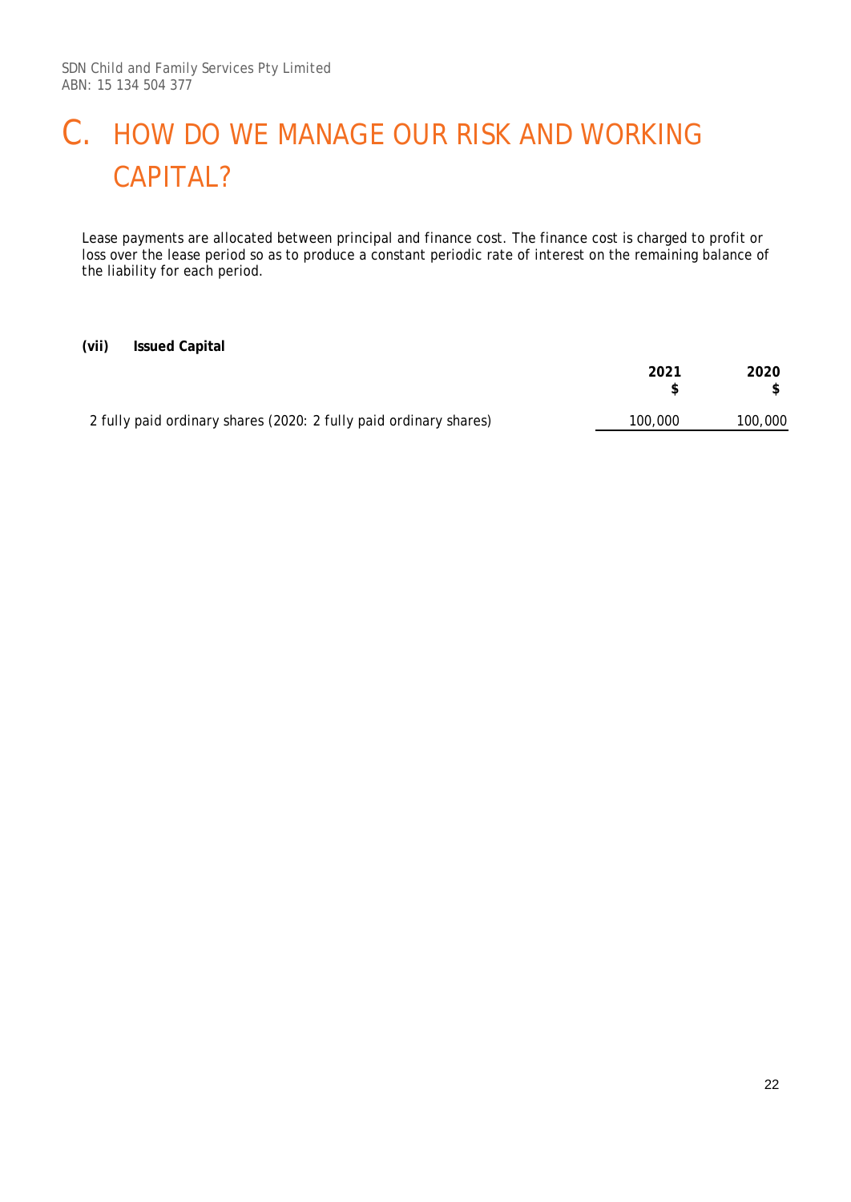# C. HOW DO WE MANAGE OUR RISK AND WORKING CAPITAL?

Lease payments are allocated between principal and finance cost. The finance cost is charged to profit or loss over the lease period so as to produce a constant periodic rate of interest on the remaining balance of the liability for each period.

**(vii) Issued Capital**

| | 2021<br>$ | 2020<br>$ |
|---|---|---|
| 2 fully paid ordinary shares (2020: 2 fully paid ordinary shares) | 100,000 | 100,000 |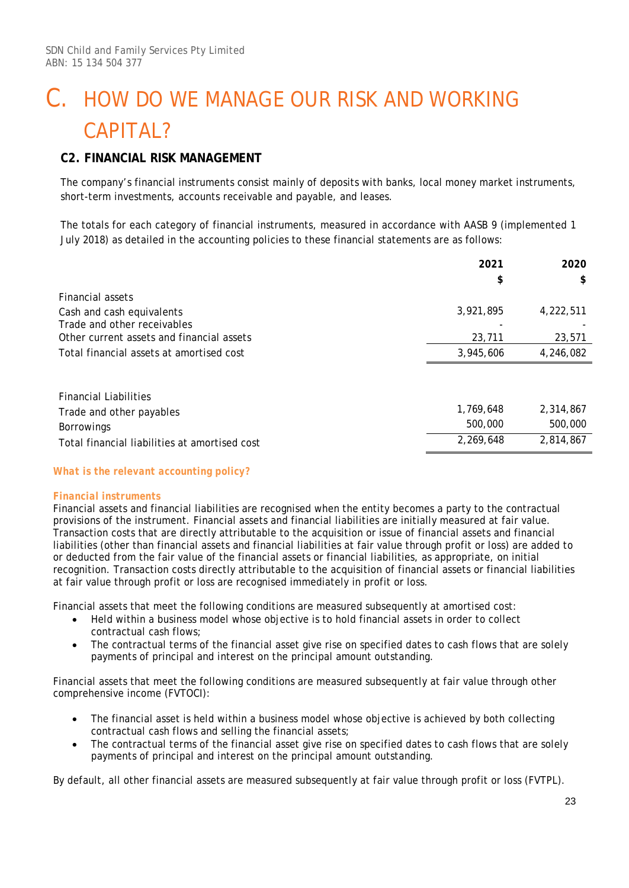# C. HOW DO WE MANAGE OUR RISK AND WORKING CAPITAL?

## C2. FINANCIAL RISK MANAGEMENT

The company's financial instruments consist mainly of deposits with banks, local money market instruments, short-term investments, accounts receivable and payable, and leases.

The totals for each category of financial instruments, measured in accordance with AASB 9 (implemented 1 July 2018) as detailed in the accounting policies to these financial statements are as follows:

| | 2021 | 2020 |
|---|---|---|
| | $ | $ |
| Financial assets | | |
| Cash and cash equivalents | 3,921,895 | 4,222,511 |
| Trade and other receivables | - | - |
| Other current assets and financial assets | 23,711 | 23,571 |
| Total financial assets at amortised cost | 3,945,606 | 4,246,082 |
| | | |
| Financial Liabilities | | |
| Trade and other payables | 1,769,648 | 2,314,867 |
| Borrowings | 500,000 | 500,000 |
| Total financial liabilities at amortised cost | 2,269,648 | 2,814,867 |

***What is the relevant accounting policy?***

***Financial instruments***

Financial assets and financial liabilities are recognised when the entity becomes a party to the contractual provisions of the instrument. Financial assets and financial liabilities are initially measured at fair value. Transaction costs that are directly attributable to the acquisition or issue of financial assets and financial liabilities (other than financial assets and financial liabilities at fair value through profit or loss) are added to or deducted from the fair value of the financial assets or financial liabilities, as appropriate, on initial recognition. Transaction costs directly attributable to the acquisition of financial assets or financial liabilities at fair value through profit or loss are recognised immediately in profit or loss.

Financial assets that meet the following conditions are measured subsequently at amortised cost:

- Held within a business model whose objective is to hold financial assets in order to collect contractual cash flows;
- The contractual terms of the financial asset give rise on specified dates to cash flows that are solely payments of principal and interest on the principal amount outstanding.

Financial assets that meet the following conditions are measured subsequently at fair value through other comprehensive income (FVTOCI):

- The financial asset is held within a business model whose objective is achieved by both collecting contractual cash flows and selling the financial assets;
- The contractual terms of the financial asset give rise on specified dates to cash flows that are solely payments of principal and interest on the principal amount outstanding.

By default, all other financial assets are measured subsequently at fair value through profit or loss (FVTPL).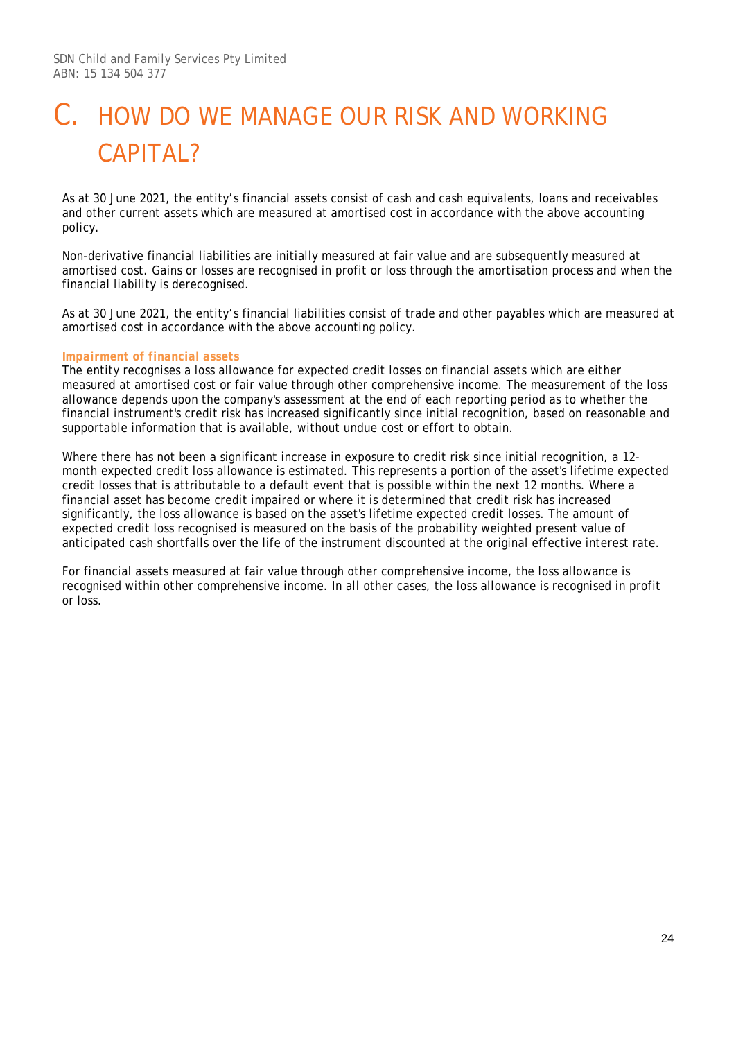# C. HOW DO WE MANAGE OUR RISK AND WORKING CAPITAL?

As at 30 June 2021, the entity's financial assets consist of cash and cash equivalents, loans and receivables and other current assets which are measured at amortised cost in accordance with the above accounting policy.

Non-derivative financial liabilities are initially measured at fair value and are subsequently measured at amortised cost. Gains or losses are recognised in profit or loss through the amortisation process and when the financial liability is derecognised.

As at 30 June 2021, the entity's financial liabilities consist of trade and other payables which are measured at amortised cost in accordance with the above accounting policy.

***Impairment of financial assets***

The entity recognises a loss allowance for expected credit losses on financial assets which are either measured at amortised cost or fair value through other comprehensive income. The measurement of the loss allowance depends upon the company's assessment at the end of each reporting period as to whether the financial instrument's credit risk has increased significantly since initial recognition, based on reasonable and supportable information that is available, without undue cost or effort to obtain.

Where there has not been a significant increase in exposure to credit risk since initial recognition, a 12-month expected credit loss allowance is estimated. This represents a portion of the asset's lifetime expected credit losses that is attributable to a default event that is possible within the next 12 months. Where a financial asset has become credit impaired or where it is determined that credit risk has increased significantly, the loss allowance is based on the asset's lifetime expected credit losses. The amount of expected credit loss recognised is measured on the basis of the probability weighted present value of anticipated cash shortfalls over the life of the instrument discounted at the original effective interest rate.

For financial assets measured at fair value through other comprehensive income, the loss allowance is recognised within other comprehensive income. In all other cases, the loss allowance is recognised in profit or loss.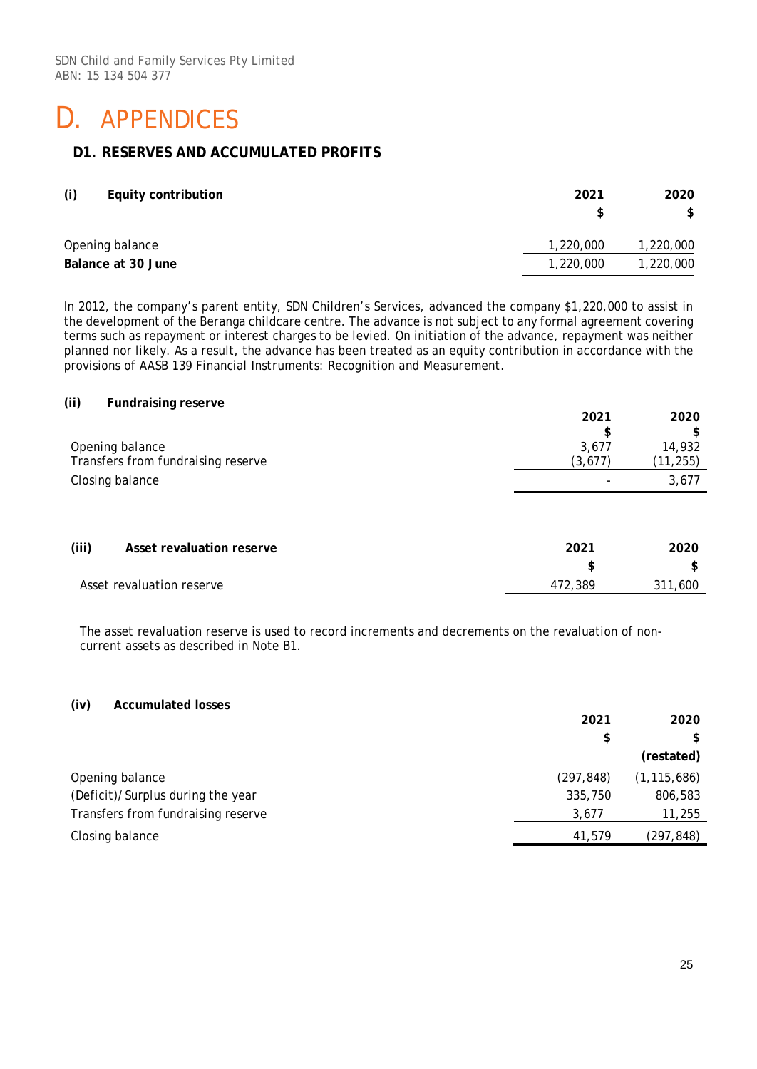# D. APPENDICES

## D1. RESERVES AND ACCUMULATED PROFITS

### (i) Equity contribution

| | 2021 $ | 2020 $ |
|---|---|---|
| Opening balance | 1,220,000 | 1,220,000 |
| **Balance at 30 June** | 1,220,000 | 1,220,000 |

In 2012, the company's parent entity, SDN Children's Services, advanced the company $1,220,000 to assist in the development of the Beranga childcare centre. The advance is not subject to any formal agreement covering terms such as repayment or interest charges to be levied. On initiation of the advance, repayment was neither planned nor likely. As a result, the advance has been treated as an equity contribution in accordance with the provisions of AASB 139 Financial Instruments: Recognition and Measurement.

### (ii) Fundraising reserve

| | 2021 $ | 2020 $ |
|---|---|---|
| Opening balance | 3,677 | 14,932 |
| Transfers from fundraising reserve | (3,677) | (11,255) |
| Closing balance | - | 3,677 |

### (iii) Asset revaluation reserve

| | 2021 $ | 2020 $ |
|---|---|---|
| Asset revaluation reserve | 472,389 | 311,600 |

The asset revaluation reserve is used to record increments and decrements on the revaluation of non-current assets as described in Note B1.

### (iv) Accumulated losses

| | 2021 $ | 2020 $ **(restated)** |
|---|---|---|
| Opening balance | (297,848) | (1,115,686) |
| (Deficit)/Surplus during the year | 335,750 | 806,583 |
| Transfers from fundraising reserve | 3,677 | 11,255 |
| Closing balance | 41,579 | (297,848) |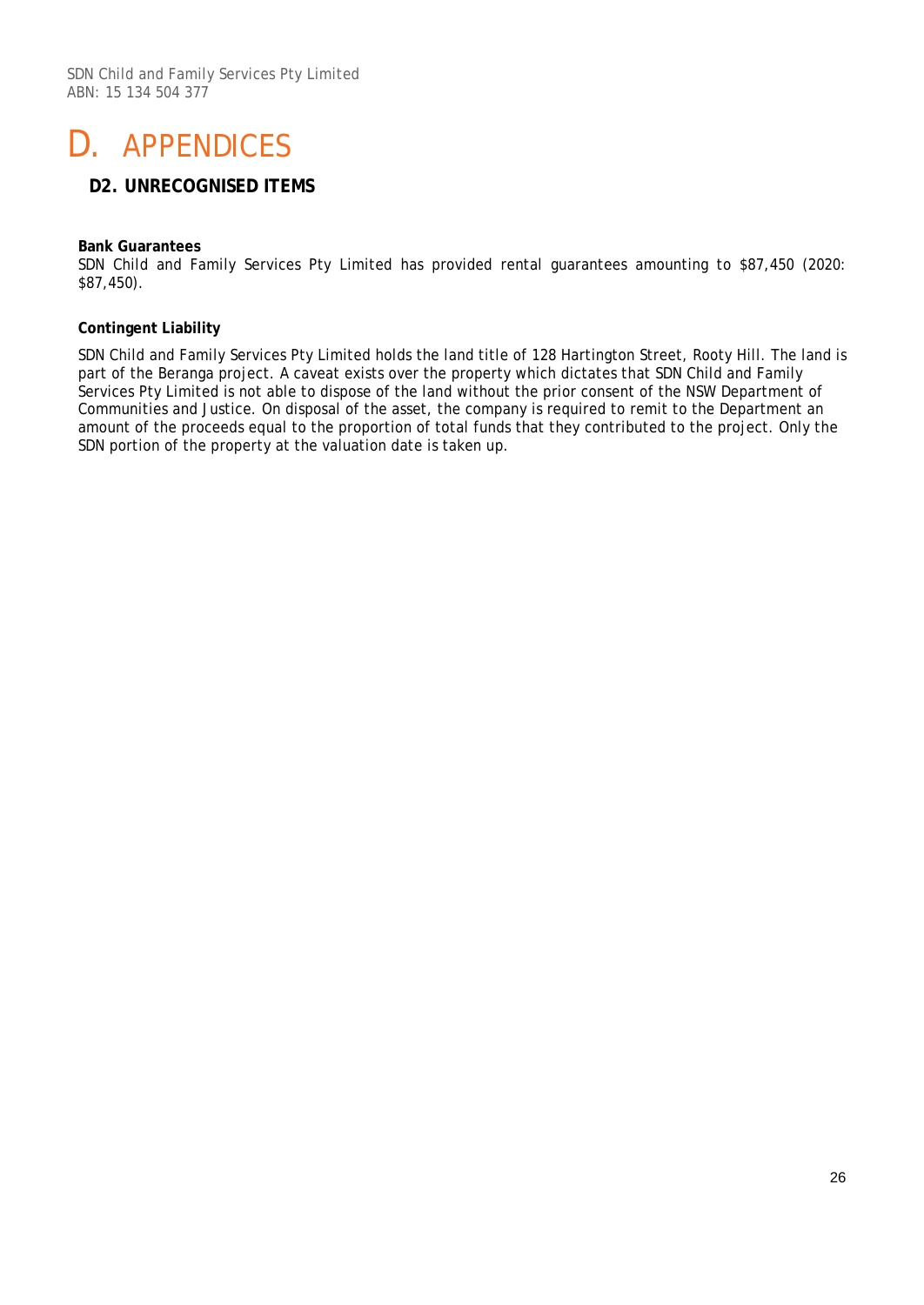# D. APPENDICES

## D2. UNRECOGNISED ITEMS

**Bank Guarantees**

SDN Child and Family Services Pty Limited has provided rental guarantees amounting to $87,450 (2020: $87,450).

**Contingent Liability**

SDN Child and Family Services Pty Limited holds the land title of 128 Hartington Street, Rooty Hill. The land is part of the Beranga project. A caveat exists over the property which dictates that SDN Child and Family Services Pty Limited is not able to dispose of the land without the prior consent of the NSW Department of Communities and Justice. On disposal of the asset, the company is required to remit to the Department an amount of the proceeds equal to the proportion of total funds that they contributed to the project. Only the SDN portion of the property at the valuation date is taken up.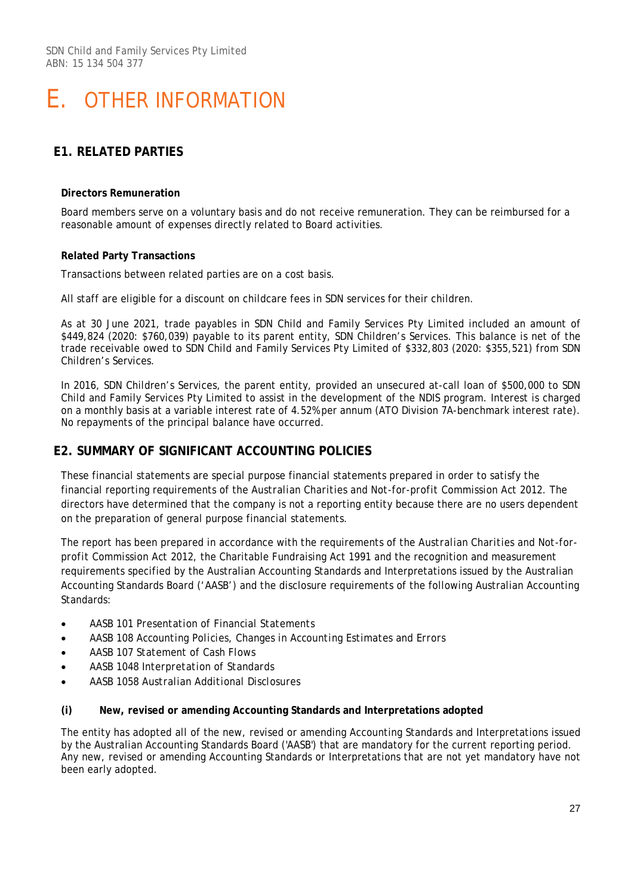# E. OTHER INFORMATION

## E1. RELATED PARTIES

**Directors Remuneration**

Board members serve on a voluntary basis and do not receive remuneration. They can be reimbursed for a reasonable amount of expenses directly related to Board activities.

**Related Party Transactions**

Transactions between related parties are on a cost basis.

All staff are eligible for a discount on childcare fees in SDN services for their children.

As at 30 June 2021, trade payables in SDN Child and Family Services Pty Limited included an amount of $449,824 (2020: $760,039) payable to its parent entity, SDN Children's Services. This balance is net of the trade receivable owed to SDN Child and Family Services Pty Limited of $332,803 (2020: $355,521) from SDN Children's Services.

In 2016, SDN Children's Services, the parent entity, provided an unsecured at-call loan of $500,000 to SDN Child and Family Services Pty Limited to assist in the development of the NDIS program. Interest is charged on a monthly basis at a variable interest rate of 4.52% per annum (ATO Division 7A-benchmark interest rate). No repayments of the principal balance have occurred.

## E2. SUMMARY OF SIGNIFICANT ACCOUNTING POLICIES

These financial statements are special purpose financial statements prepared in order to satisfy the financial reporting requirements of the *Australian Charities and Not-for-profit Commission Act 2012*. The directors have determined that the company is not a reporting entity because there are no users dependent on the preparation of general purpose financial statements.

The report has been prepared in accordance with the requirements of the *Australian Charities and Not-for-profit Commission Act 2012*, the *Charitable Fundraising Act 1991* and the recognition and measurement requirements specified by the Australian Accounting Standards and Interpretations issued by the Australian Accounting Standards Board ('AASB') and the disclosure requirements of the following Australian Accounting Standards:

- AASB 101 *Presentation of Financial Statements*
- AASB 108 *Accounting Policies, Changes in Accounting Estimates and Errors*
- AASB 107 *Statement of Cash Flows*
- AASB 1048 *Interpretation of Standards*
- AASB 1058 *Australian Additional Disclosures*

**(i) New, revised or amending Accounting Standards and Interpretations adopted**

The entity has adopted all of the new, revised or amending Accounting Standards and Interpretations issued by the Australian Accounting Standards Board ('AASB') that are mandatory for the current reporting period. Any new, revised or amending Accounting Standards or Interpretations that are not yet mandatory have not been early adopted.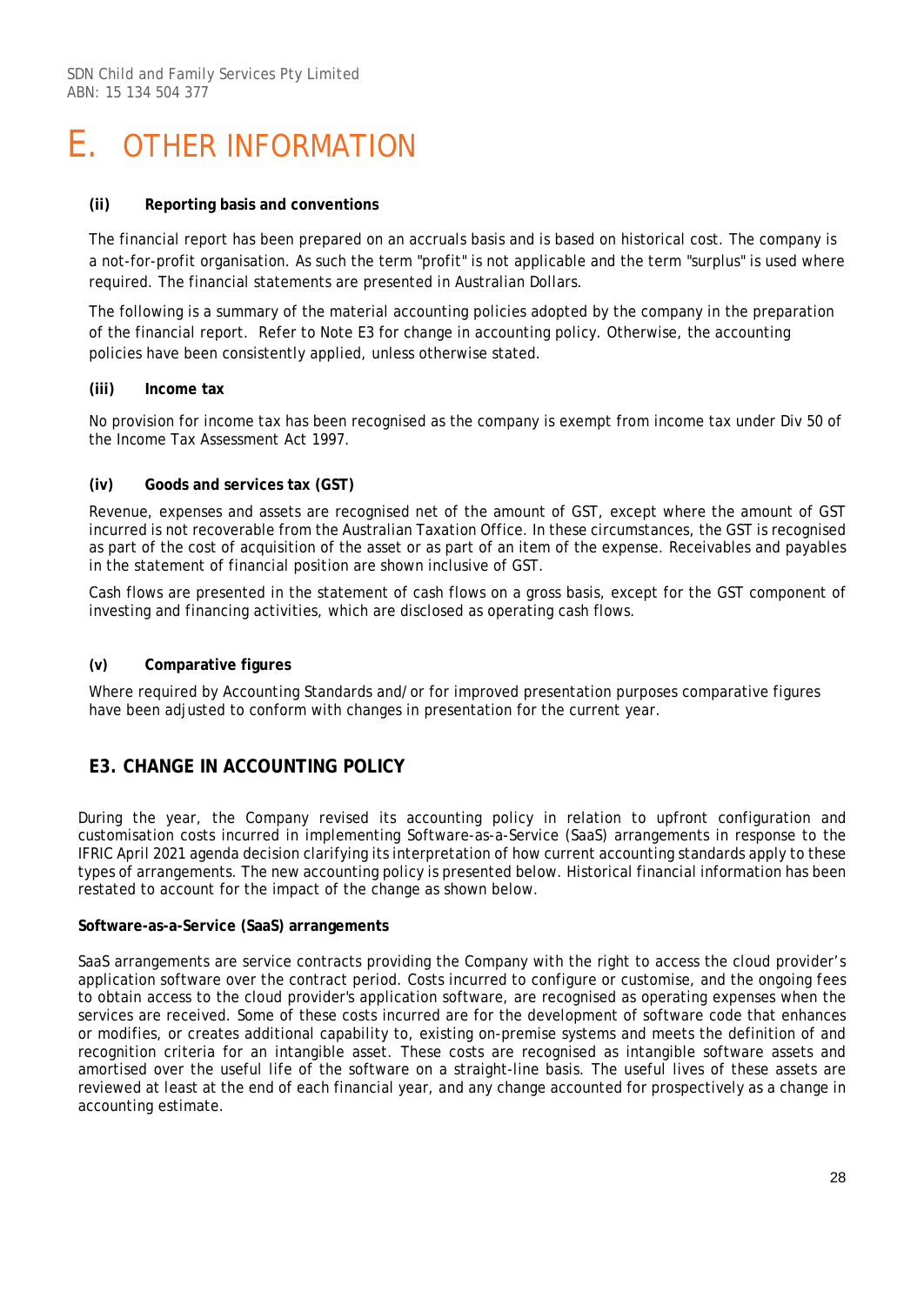# E. OTHER INFORMATION

**(ii) Reporting basis and conventions**

The financial report has been prepared on an accruals basis and is based on historical cost. The company is a not-for-profit organisation. As such the term "profit" is not applicable and the term "surplus" is used where required. The financial statements are presented in Australian Dollars.

The following is a summary of the material accounting policies adopted by the company in the preparation of the financial report. Refer to Note E3 for change in accounting policy. Otherwise, the accounting policies have been consistently applied, unless otherwise stated.

**(iii) Income tax**

No provision for income tax has been recognised as the company is exempt from income tax under Div 50 of the Income Tax Assessment Act 1997.

**(iv) Goods and services tax (GST)**

Revenue, expenses and assets are recognised net of the amount of GST, except where the amount of GST incurred is not recoverable from the Australian Taxation Office. In these circumstances, the GST is recognised as part of the cost of acquisition of the asset or as part of an item of the expense. Receivables and payables in the statement of financial position are shown inclusive of GST.

Cash flows are presented in the statement of cash flows on a gross basis, except for the GST component of investing and financing activities, which are disclosed as operating cash flows.

**(v) Comparative figures**

Where required by Accounting Standards and/or for improved presentation purposes comparative figures have been adjusted to conform with changes in presentation for the current year.

## E3. CHANGE IN ACCOUNTING POLICY

During the year, the Company revised its accounting policy in relation to upfront configuration and customisation costs incurred in implementing Software-as-a-Service (SaaS) arrangements in response to the IFRIC April 2021 agenda decision clarifying its interpretation of how current accounting standards apply to these types of arrangements. The new accounting policy is presented below. Historical financial information has been restated to account for the impact of the change as shown below.

**Software-as-a-Service (SaaS) arrangements**

SaaS arrangements are service contracts providing the Company with the right to access the cloud provider's application software over the contract period. Costs incurred to configure or customise, and the ongoing fees to obtain access to the cloud provider's application software, are recognised as operating expenses when the services are received. Some of these costs incurred are for the development of software code that enhances or modifies, or creates additional capability to, existing on-premise systems and meets the definition of and recognition criteria for an intangible asset. These costs are recognised as intangible software assets and amortised over the useful life of the software on a straight-line basis. The useful lives of these assets are reviewed at least at the end of each financial year, and any change accounted for prospectively as a change in accounting estimate.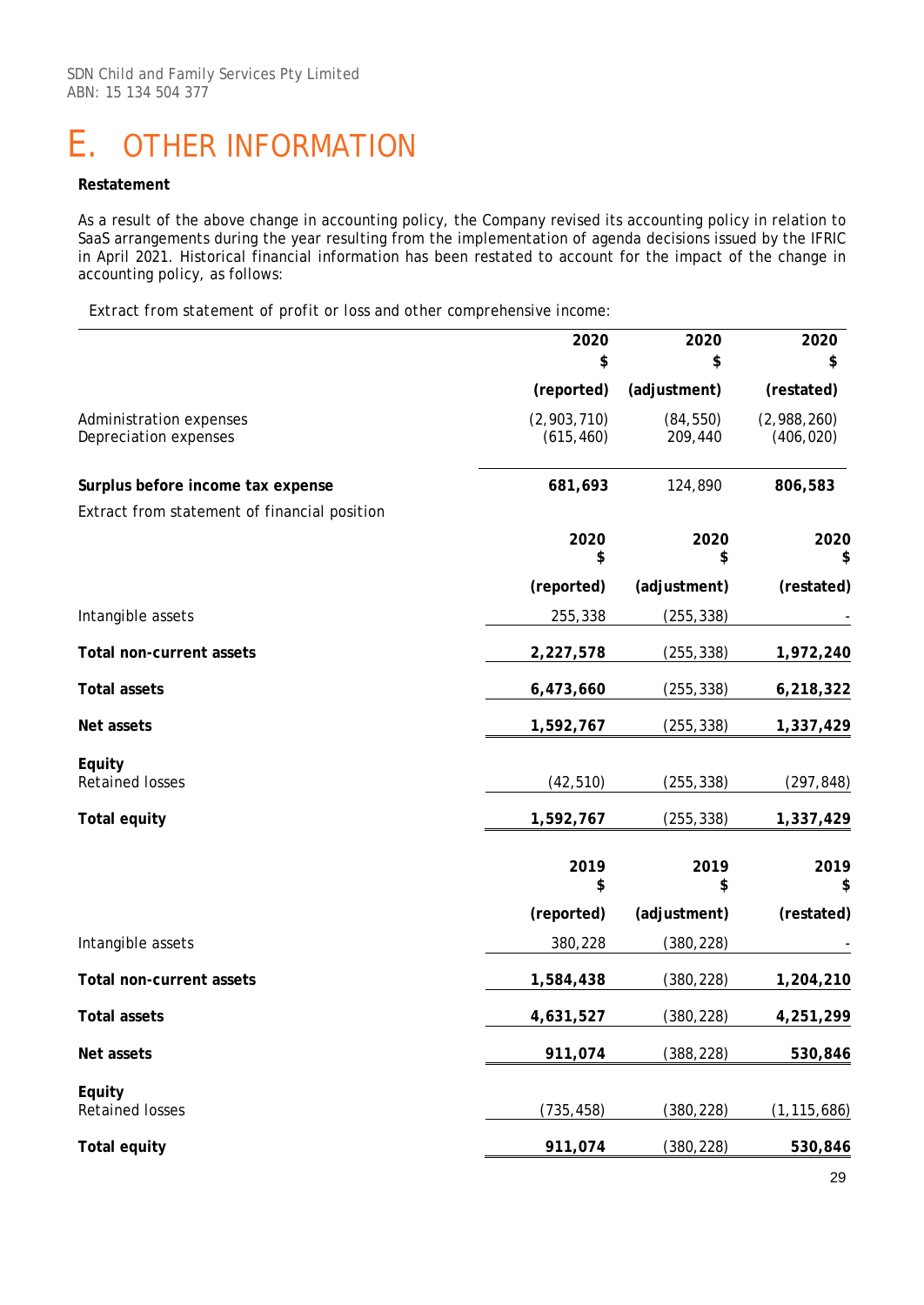# E. OTHER INFORMATION

**Restatement**

As a result of the above change in accounting policy, the Company revised its accounting policy in relation to SaaS arrangements during the year resulting from the implementation of agenda decisions issued by the IFRIC in April 2021. Historical financial information has been restated to account for the impact of the change in accounting policy, as follows:

Extract from statement of profit or loss and other comprehensive income:

| | 2020 $ | 2020 $ | 2020 $ |
|---|---|---|---|
| | **(reported)** | **(adjustment)** | **(restated)** |
| Administration expenses | (2,903,710) | (84,550) | (2,988,260) |
| Depreciation expenses | (615,460) | 209,440 | (406,020) |
| **Surplus before income tax expense** | **681,693** | 124,890 | **806,583** |

Extract from statement of financial position

| | 2020 $ | 2020 $ | 2020 $ |
|---|---|---|---|
| | **(reported)** | **(adjustment)** | **(restated)** |
| Intangible assets | 255,338 | (255,338) | - |
| **Total non-current assets** | **2,227,578** | (255,338) | **1,972,240** |
| **Total assets** | **6,473,660** | (255,338) | **6,218,322** |
| **Net assets** | **1,592,767** | (255,338) | **1,337,429** |
| **Equity** | | | |
| Retained losses | (42,510) | (255,338) | (297,848) |
| **Total equity** | **1,592,767** | (255,338) | **1,337,429** |

| | 2019 $ | 2019 $ | 2019 $ |
|---|---|---|---|
| | **(reported)** | **(adjustment)** | **(restated)** |
| Intangible assets | 380,228 | (380,228) | - |
| **Total non-current assets** | **1,584,438** | (380,228) | **1,204,210** |
| **Total assets** | **4,631,527** | (380,228) | **4,251,299** |
| **Net assets** | **911,074** | (388,228) | **530,846** |
| **Equity** | | | |
| Retained losses | (735,458) | (380,228) | (1,115,686) |
| **Total equity** | **911,074** | (380,228) | **530,846** |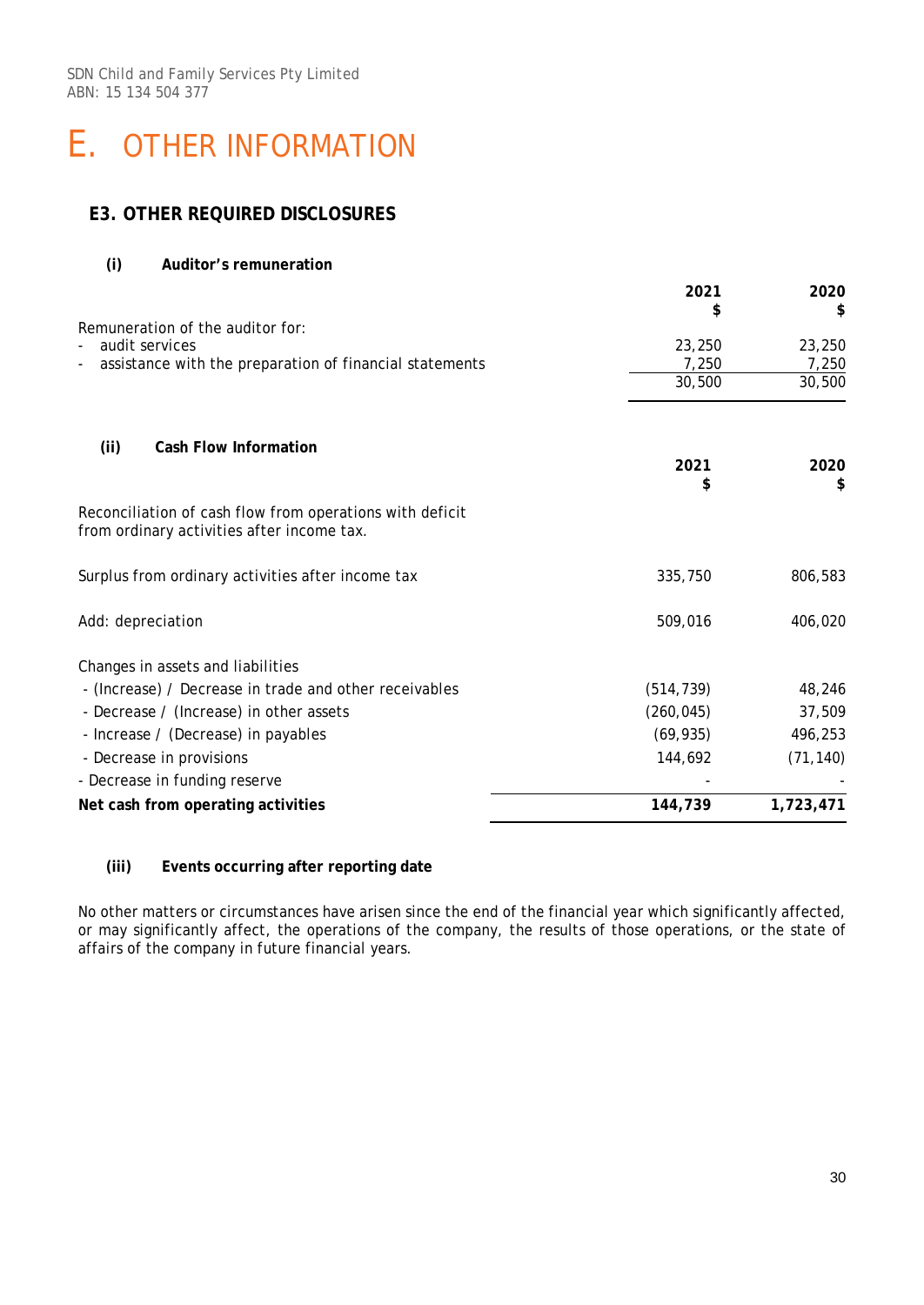# E. OTHER INFORMATION

## E3. OTHER REQUIRED DISCLOSURES

### (i) Auditor's remuneration

| | 2021 $ | 2020 $ |
|---|---|---|
| Remuneration of the auditor for: | | |
| - audit services | 23,250 | 23,250 |
| - assistance with the preparation of financial statements | 7,250 | 7,250 |
| | 30,500 | 30,500 |

### (ii) Cash Flow Information

| | 2021 $ | 2020 $ |
|---|---|---|
| Reconciliation of cash flow from operations with deficit from ordinary activities after income tax. | | |
| Surplus from ordinary activities after income tax | 335,750 | 806,583 |
| Add: depreciation | 509,016 | 406,020 |
| Changes in assets and liabilities | | |
| - (Increase) / Decrease in trade and other receivables | (514,739) | 48,246 |
| - Decrease / (Increase) in other assets | (260,045) | 37,509 |
| - Increase / (Decrease) in payables | (69,935) | 496,253 |
| - Decrease in provisions | 144,692 | (71,140) |
| - Decrease in funding reserve | - | - |
| **Net cash from operating activities** | **144,739** | **1,723,471** |

### (iii) Events occurring after reporting date

No other matters or circumstances have arisen since the end of the financial year which significantly affected, or may significantly affect, the operations of the company, the results of those operations, or the state of affairs of the company in future financial years.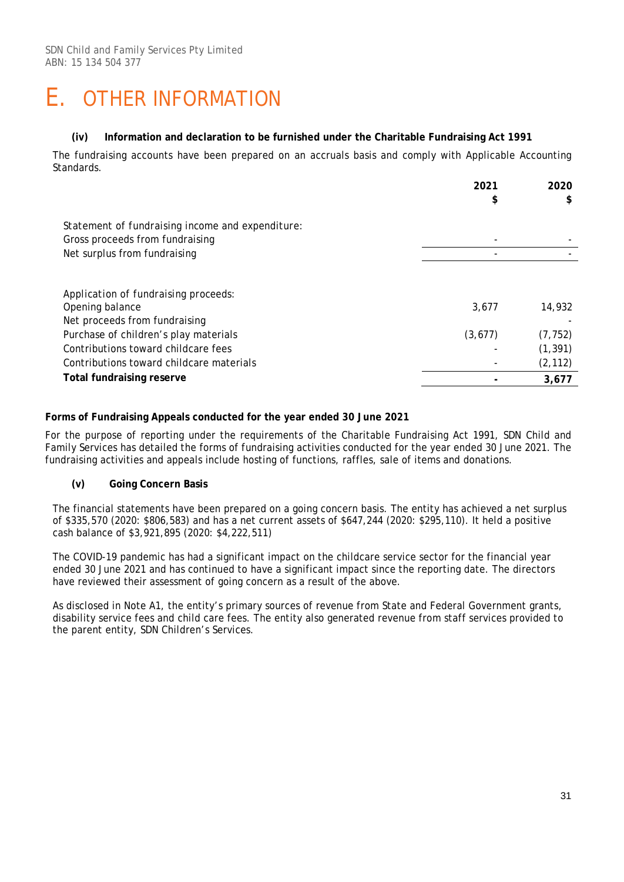SDN Child and Family Services Pty Limited
ABN: 15 134 504 377

# E. OTHER INFORMATION

### (iv) Information and declaration to be furnished under the Charitable Fundraising Act 1991

The fundraising accounts have been prepared on an accruals basis and comply with Applicable Accounting Standards.

| | 2021 $ | 2020 $ |
|---|---|---|
| Statement of fundraising income and expenditure: | | |
| Gross proceeds from fundraising | - | - |
| Net surplus from fundraising | - | - |
| | | |
| Application of fundraising proceeds: | | |
| Opening balance | 3,677 | 14,932 |
| Net proceeds from fundraising | | - |
| Purchase of children's play materials | (3,677) | (7,752) |
| Contributions toward childcare fees | - | (1,391) |
| Contributions toward childcare materials | - | (2,112) |
| **Total fundraising reserve** | **-** | **3,677** |

**Forms of Fundraising Appeals conducted for the year ended 30 June 2021**

For the purpose of reporting under the requirements of the Charitable Fundraising Act 1991, SDN Child and Family Services has detailed the forms of fundraising activities conducted for the year ended 30 June 2021. The fundraising activities and appeals include hosting of functions, raffles, sale of items and donations.

### (v) Going Concern Basis

The financial statements have been prepared on a going concern basis. The entity has achieved a net surplus of $335,570 (2020: $806,583) and has a net current assets of $647,244 (2020: $295,110). It held a positive cash balance of $3,921,895 (2020: $4,222,511)

The COVID-19 pandemic has had a significant impact on the childcare service sector for the financial year ended 30 June 2021 and has continued to have a significant impact since the reporting date. The directors have reviewed their assessment of going concern as a result of the above.

As disclosed in Note A1, the entity's primary sources of revenue from State and Federal Government grants, disability service fees and child care fees. The entity also generated revenue from staff services provided to the parent entity, SDN Children's Services.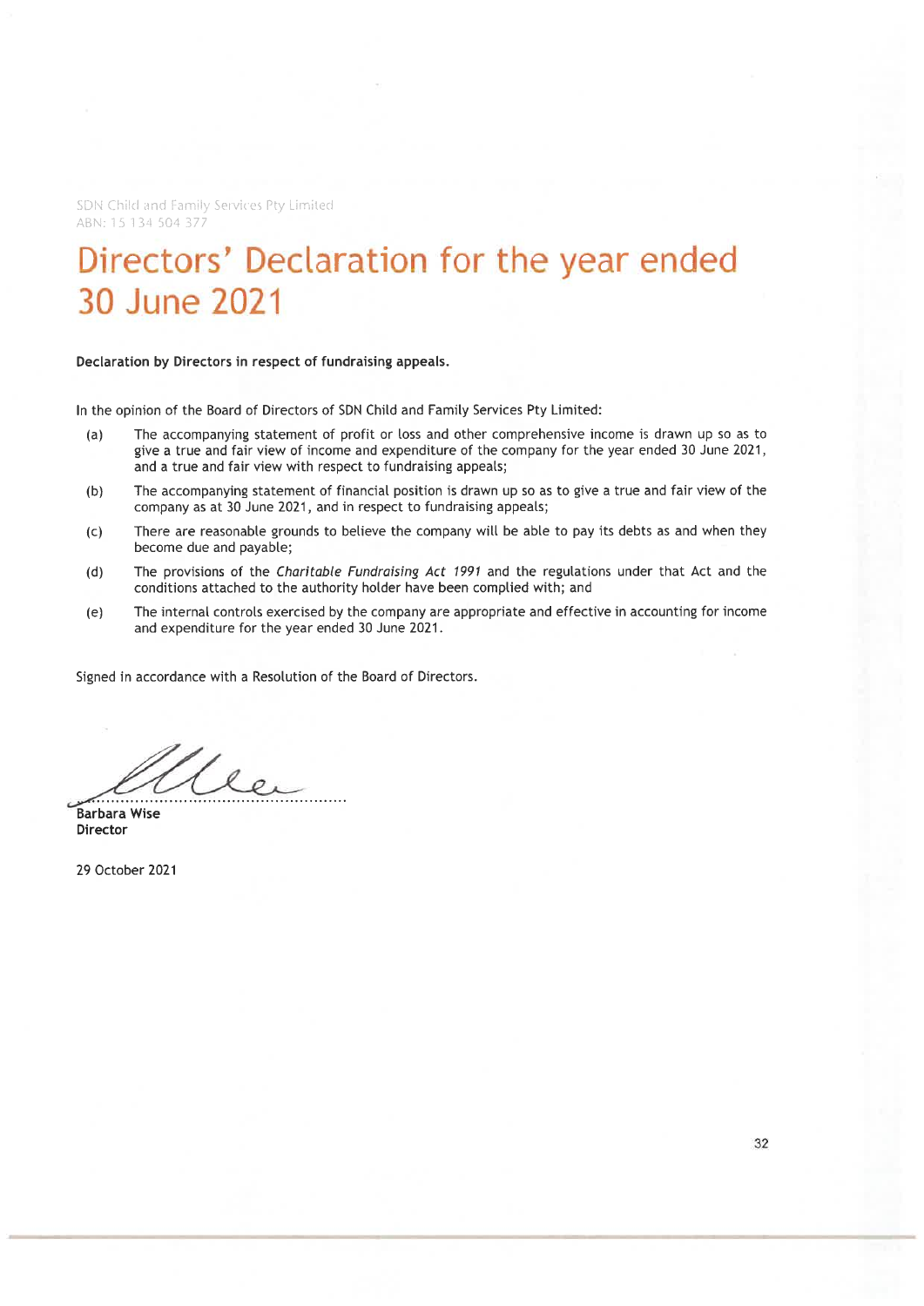SDN Child and Family Services Pty Limited
ABN: 15 134 504 377

# Directors' Declaration for the year ended 30 June 2021

**Declaration by Directors in respect of fundraising appeals.**

In the opinion of the Board of Directors of SDN Child and Family Services Pty Limited:

(a) The accompanying statement of profit or loss and other comprehensive income is drawn up so as to give a true and fair view of income and expenditure of the company for the year ended 30 June 2021, and a true and fair view with respect to fundraising appeals;

(b) The accompanying statement of financial position is drawn up so as to give a true and fair view of the company as at 30 June 2021, and in respect to fundraising appeals;

(c) There are reasonable grounds to believe the company will be able to pay its debts as and when they become due and payable;

(d) The provisions of the *Charitable Fundraising Act 1991* and the regulations under that Act and the conditions attached to the authority holder have been complied with; and

(e) The internal controls exercised by the company are appropriate and effective in accounting for income and expenditure for the year ended 30 June 2021.

Signed in accordance with a Resolution of the Board of Directors.

..................................................

**Barbara Wise**
**Director**

29 October 2021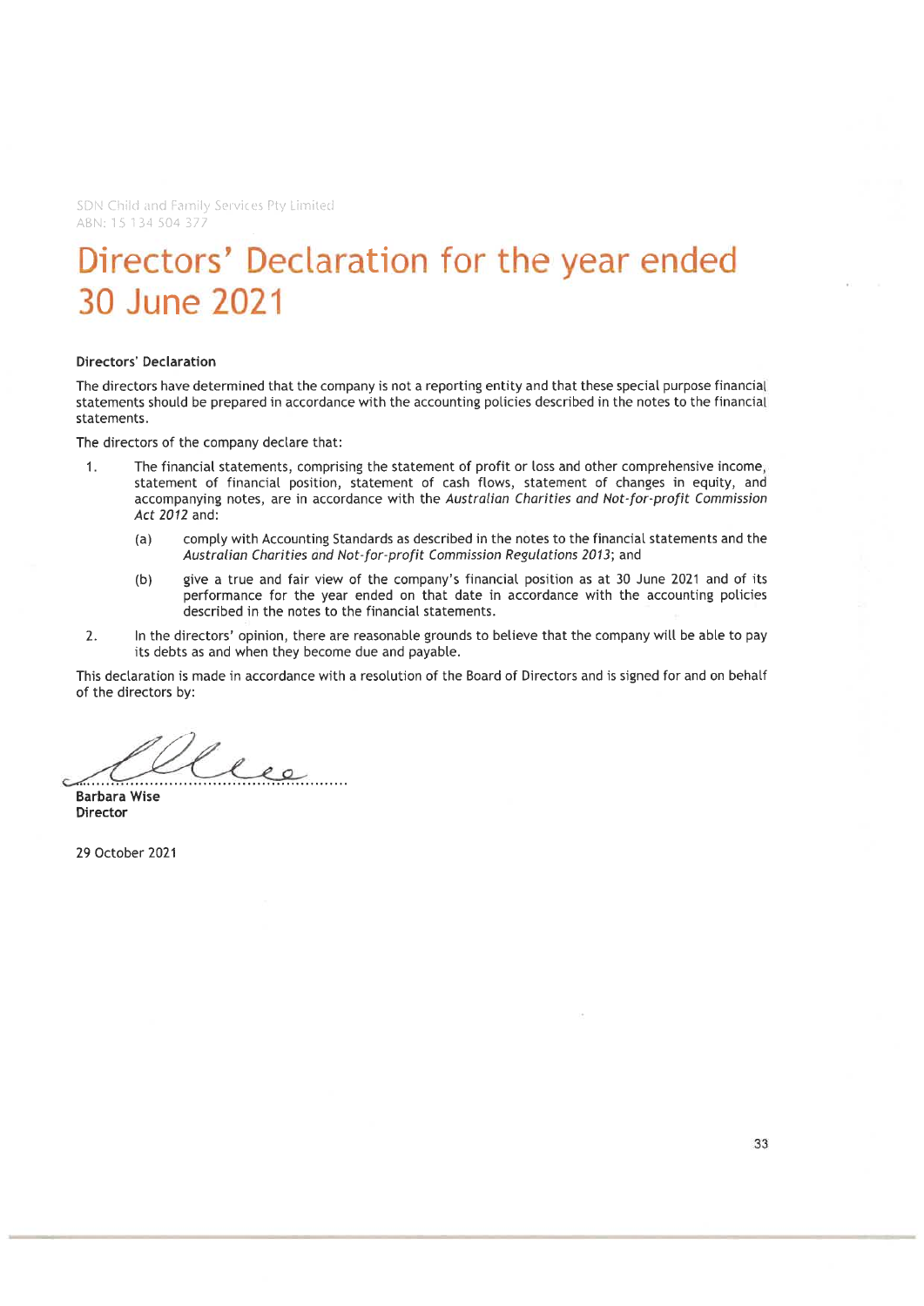SDN Child and Family Services Pty Limited
ABN: 15 134 504 377

# Directors' Declaration for the year ended 30 June 2021

**Directors' Declaration**

The directors have determined that the company is not a reporting entity and that these special purpose financial statements should be prepared in accordance with the accounting policies described in the notes to the financial statements.

The directors of the company declare that:

1. The financial statements, comprising the statement of profit or loss and other comprehensive income, statement of financial position, statement of cash flows, statement of changes in equity, and accompanying notes, are in accordance with the *Australian Charities and Not-for-profit Commission Act 2012* and:

   (a) comply with Accounting Standards as described in the notes to the financial statements and the *Australian Charities and Not-for-profit Commission Regulations 2013*; and

   (b) give a true and fair view of the company's financial position as at 30 June 2021 and of its performance for the year ended on that date in accordance with the accounting policies described in the notes to the financial statements.

2. In the directors' opinion, there are reasonable grounds to believe that the company will be able to pay its debts as and when they become due and payable.

This declaration is made in accordance with a resolution of the Board of Directors and is signed for and on behalf of the directors by:

**Barbara Wise**
**Director**

29 October 2021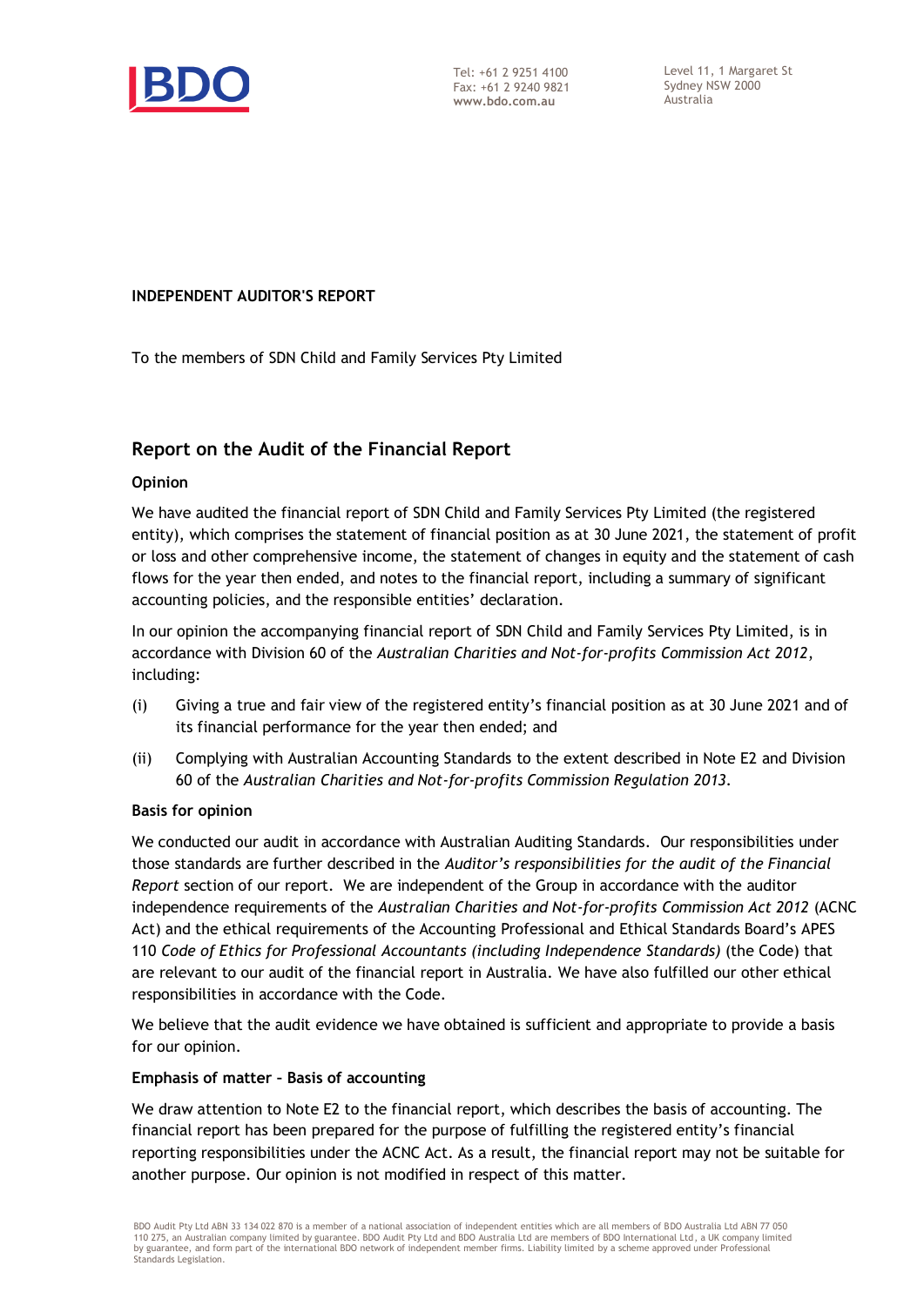Tel: +61 2 9251 4100
Fax: +61 2 9240 9821
www.bdo.com.au

Level 11, 1 Margaret St
Sydney NSW 2000
Australia

**INDEPENDENT AUDITOR'S REPORT**

To the members of SDN Child and Family Services Pty Limited

## Report on the Audit of the Financial Report

### Opinion

We have audited the financial report of SDN Child and Family Services Pty Limited (the registered entity), which comprises the statement of financial position as at 30 June 2021, the statement of profit or loss and other comprehensive income, the statement of changes in equity and the statement of cash flows for the year then ended, and notes to the financial report, including a summary of significant accounting policies, and the responsible entities' declaration.

In our opinion the accompanying financial report of SDN Child and Family Services Pty Limited, is in accordance with Division 60 of the *Australian Charities and Not-for-profits Commission Act 2012*, including:

(i) Giving a true and fair view of the registered entity's financial position as at 30 June 2021 and of its financial performance for the year then ended; and

(ii) Complying with Australian Accounting Standards to the extent described in Note E2 and Division 60 of the *Australian Charities and Not-for-profits Commission Regulation 2013*.

### Basis for opinion

We conducted our audit in accordance with Australian Auditing Standards. Our responsibilities under those standards are further described in the *Auditor's responsibilities for the audit of the Financial Report* section of our report. We are independent of the Group in accordance with the auditor independence requirements of the *Australian Charities and Not-for-profits Commission Act 2012* (ACNC Act) and the ethical requirements of the Accounting Professional and Ethical Standards Board's APES 110 *Code of Ethics for Professional Accountants (including Independence Standards)* (the Code) that are relevant to our audit of the financial report in Australia. We have also fulfilled our other ethical responsibilities in accordance with the Code.

We believe that the audit evidence we have obtained is sufficient and appropriate to provide a basis for our opinion.

### Emphasis of matter – Basis of accounting

We draw attention to Note E2 to the financial report, which describes the basis of accounting. The financial report has been prepared for the purpose of fulfilling the registered entity's financial reporting responsibilities under the ACNC Act. As a result, the financial report may not be suitable for another purpose. Our opinion is not modified in respect of this matter.

BDO Audit Pty Ltd ABN 33 134 022 870 is a member of a national association of independent entities which are all members of BDO Australia Ltd ABN 77 050 110 275, an Australian company limited by guarantee. BDO Audit Pty Ltd and BDO Australia Ltd are members of BDO International Ltd, a UK company limited by guarantee, and form part of the international BDO network of independent member firms. Liability limited by a scheme approved under Professional Standards Legislation.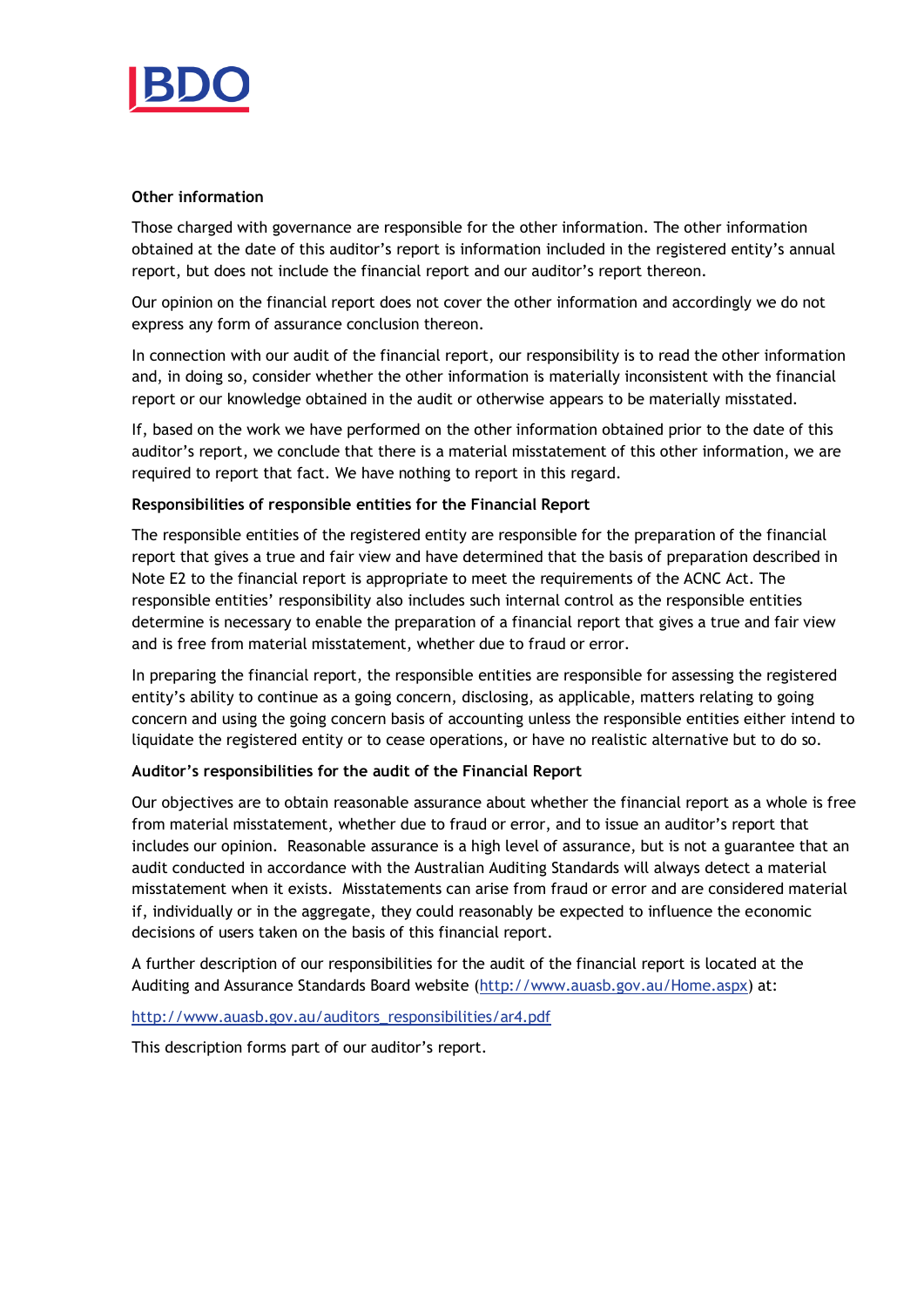**Other information**

Those charged with governance are responsible for the other information. The other information obtained at the date of this auditor's report is information included in the registered entity's annual report, but does not include the financial report and our auditor's report thereon.

Our opinion on the financial report does not cover the other information and accordingly we do not express any form of assurance conclusion thereon.

In connection with our audit of the financial report, our responsibility is to read the other information and, in doing so, consider whether the other information is materially inconsistent with the financial report or our knowledge obtained in the audit or otherwise appears to be materially misstated.

If, based on the work we have performed on the other information obtained prior to the date of this auditor's report, we conclude that there is a material misstatement of this other information, we are required to report that fact. We have nothing to report in this regard.

**Responsibilities of responsible entities for the Financial Report**

The responsible entities of the registered entity are responsible for the preparation of the financial report that gives a true and fair view and have determined that the basis of preparation described in Note E2 to the financial report is appropriate to meet the requirements of the ACNC Act. The responsible entities' responsibility also includes such internal control as the responsible entities determine is necessary to enable the preparation of a financial report that gives a true and fair view and is free from material misstatement, whether due to fraud or error.

In preparing the financial report, the responsible entities are responsible for assessing the registered entity's ability to continue as a going concern, disclosing, as applicable, matters relating to going concern and using the going concern basis of accounting unless the responsible entities either intend to liquidate the registered entity or to cease operations, or have no realistic alternative but to do so.

**Auditor's responsibilities for the audit of the Financial Report**

Our objectives are to obtain reasonable assurance about whether the financial report as a whole is free from material misstatement, whether due to fraud or error, and to issue an auditor's report that includes our opinion. Reasonable assurance is a high level of assurance, but is not a guarantee that an audit conducted in accordance with the Australian Auditing Standards will always detect a material misstatement when it exists. Misstatements can arise from fraud or error and are considered material if, individually or in the aggregate, they could reasonably be expected to influence the economic decisions of users taken on the basis of this financial report.

A further description of our responsibilities for the audit of the financial report is located at the Auditing and Assurance Standards Board website (http://www.auasb.gov.au/Home.aspx) at:

http://www.auasb.gov.au/auditors_responsibilities/ar4.pdf

This description forms part of our auditor's report.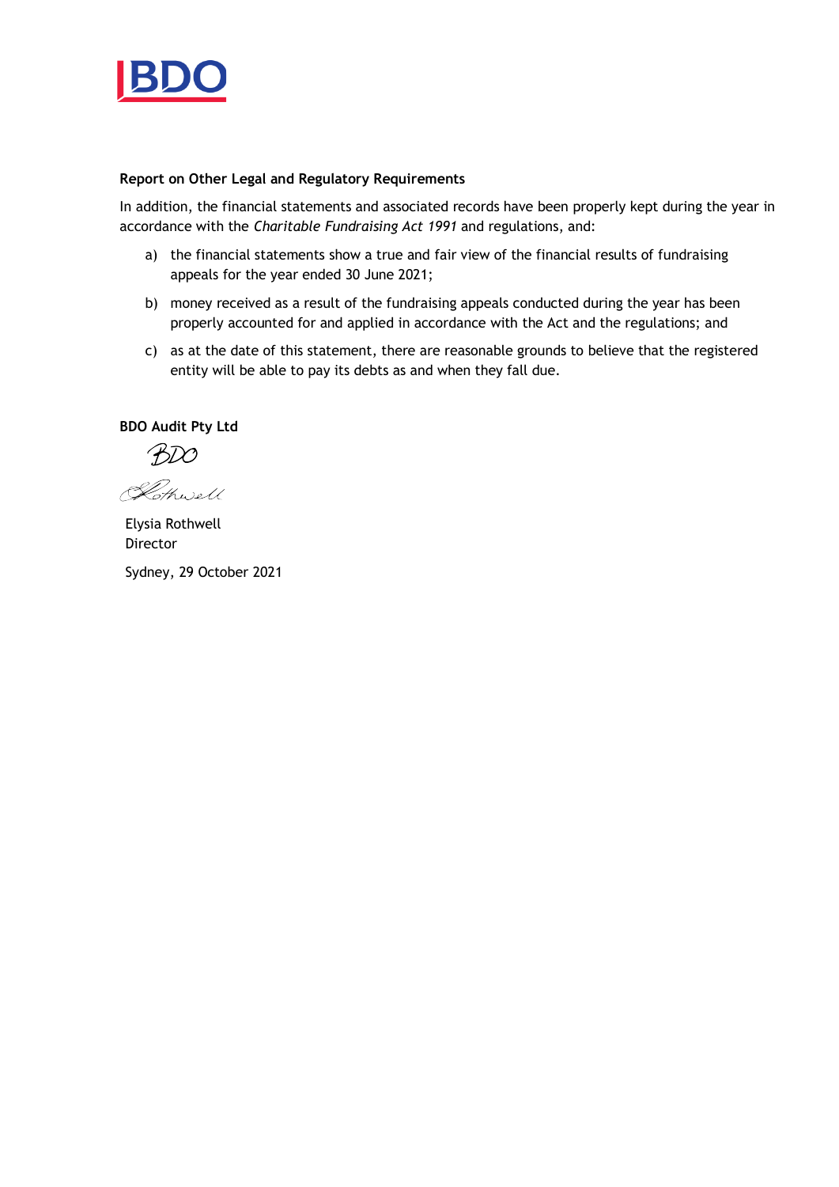### Report on Other Legal and Regulatory Requirements

In addition, the financial statements and associated records have been properly kept during the year in accordance with the *Charitable Fundraising Act 1991* and regulations, and:

a) the financial statements show a true and fair view of the financial results of fundraising appeals for the year ended 30 June 2021;

b) money received as a result of the fundraising appeals conducted during the year has been properly accounted for and applied in accordance with the Act and the regulations; and

c) as at the date of this statement, there are reasonable grounds to believe that the registered entity will be able to pay its debts as and when they fall due.

**BDO Audit Pty Ltd**

Elysia Rothwell
Director

Sydney, 29 October 2021